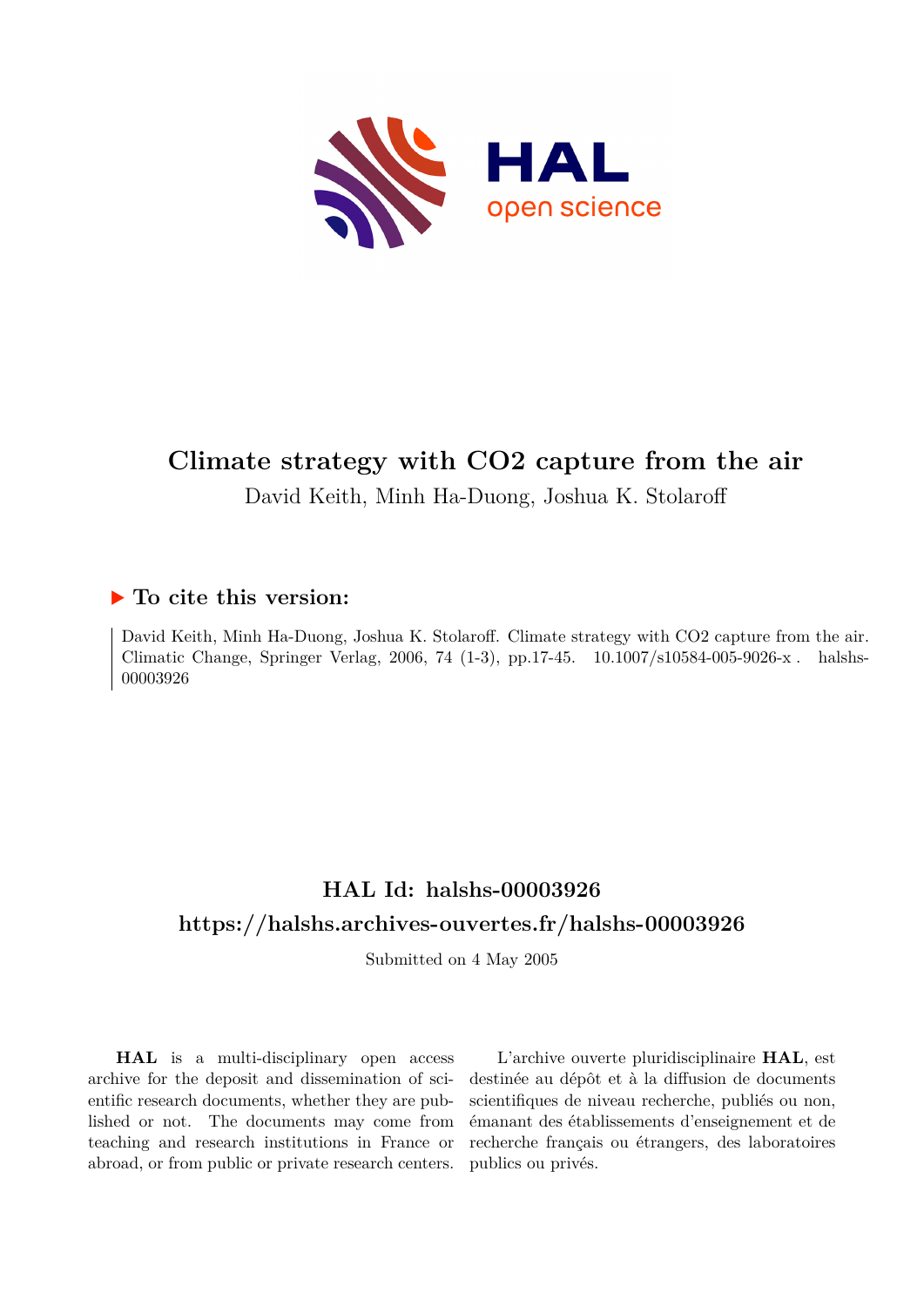# Climate strategy with CO2 capture from the air

David Keith, Minh Ha-Duong, Joshua K. Stolaroff

## ▶ To cite this version:

David Keith, Minh Ha-Duong, Joshua K. Stolaroff. Climate strategy with CO2 capture from the air. Climatic Change, Springer Verlag, 2006, 74 (1-3), pp.17-45. 10.1007/s10584-005-9026-x . halshs-00003926

## HAL Id: halshs-00003926

## https://halshs.archives-ouvertes.fr/halshs-00003926

Submitted on 4 May 2005

**HAL** is a multi-disciplinary open access archive for the deposit and dissemination of scientific research documents, whether they are published or not. The documents may come from teaching and research institutions in France or abroad, or from public or private research centers.

L'archive ouverte pluridisciplinaire **HAL**, est destinée au dépôt et à la diffusion de documents scientifiques de niveau recherche, publiés ou non, émanant des établissements d'enseignement et de recherche français ou étrangers, des laboratoires publics ou privés.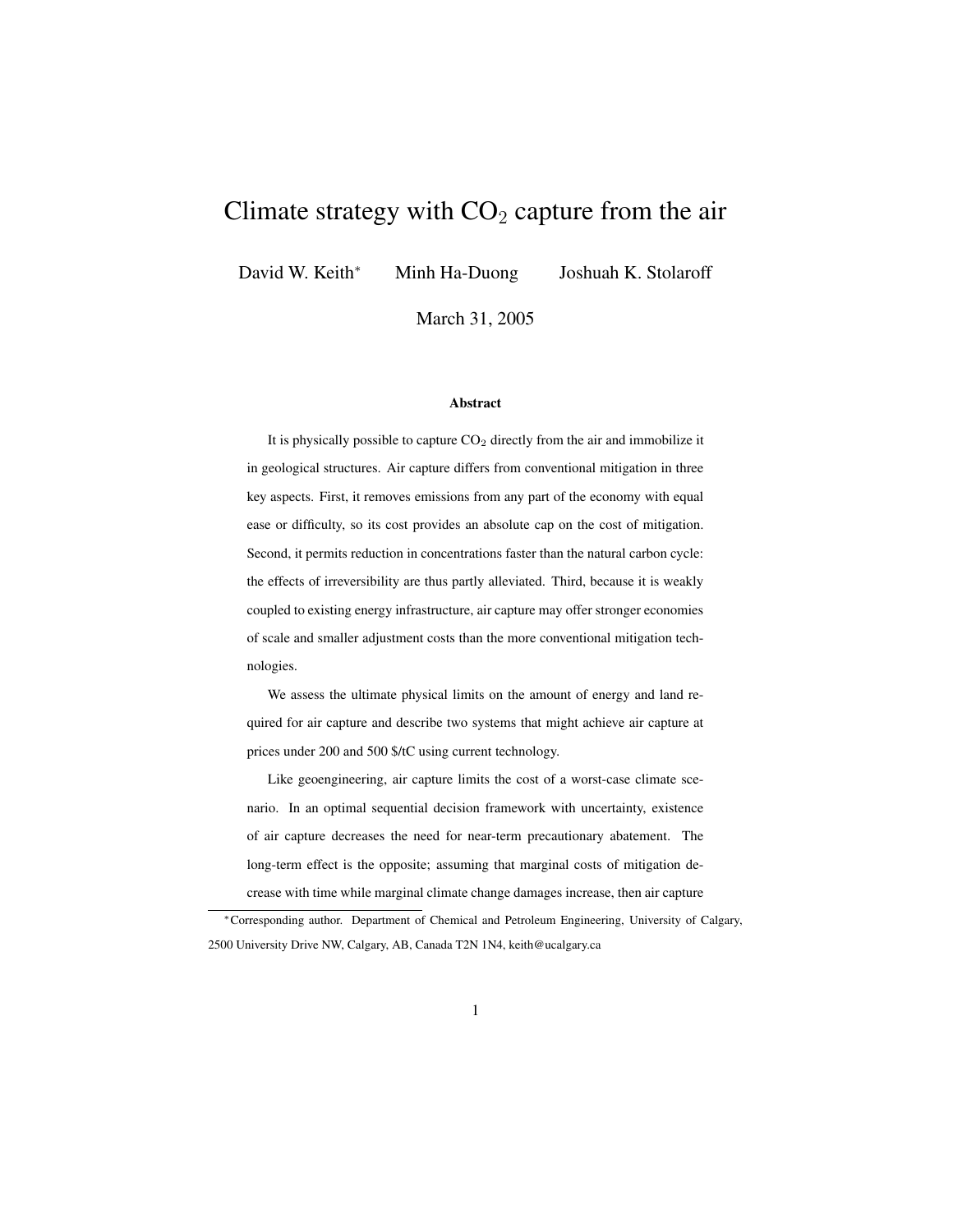# Climate strategy with $CO_2$ capture from the air

David W. Keith* Minh Ha-Duong Joshuah K. Stolaroff

March 31, 2005

### Abstract

It is physically possible to capture $CO_2$ directly from the air and immobilize it in geological structures. Air capture differs from conventional mitigation in three key aspects. First, it removes emissions from any part of the economy with equal ease or difficulty, so its cost provides an absolute cap on the cost of mitigation. Second, it permits reduction in concentrations faster than the natural carbon cycle: the effects of irreversibility are thus partly alleviated. Third, because it is weakly coupled to existing energy infrastructure, air capture may offer stronger economies of scale and smaller adjustment costs than the more conventional mitigation technologies.

We assess the ultimate physical limits on the amount of energy and land required for air capture and describe two systems that might achieve air capture at prices under 200 and 500 $/tC using current technology.

Like geoengineering, air capture limits the cost of a worst-case climate scenario. In an optimal sequential decision framework with uncertainty, existence of air capture decreases the need for near-term precautionary abatement. The long-term effect is the opposite; assuming that marginal costs of mitigation decrease with time while marginal climate change damages increase, then air capture

*Corresponding author. Department of Chemical and Petroleum Engineering, University of Calgary, 2500 University Drive NW, Calgary, AB, Canada T2N 1N4, keith@ucalgary.ca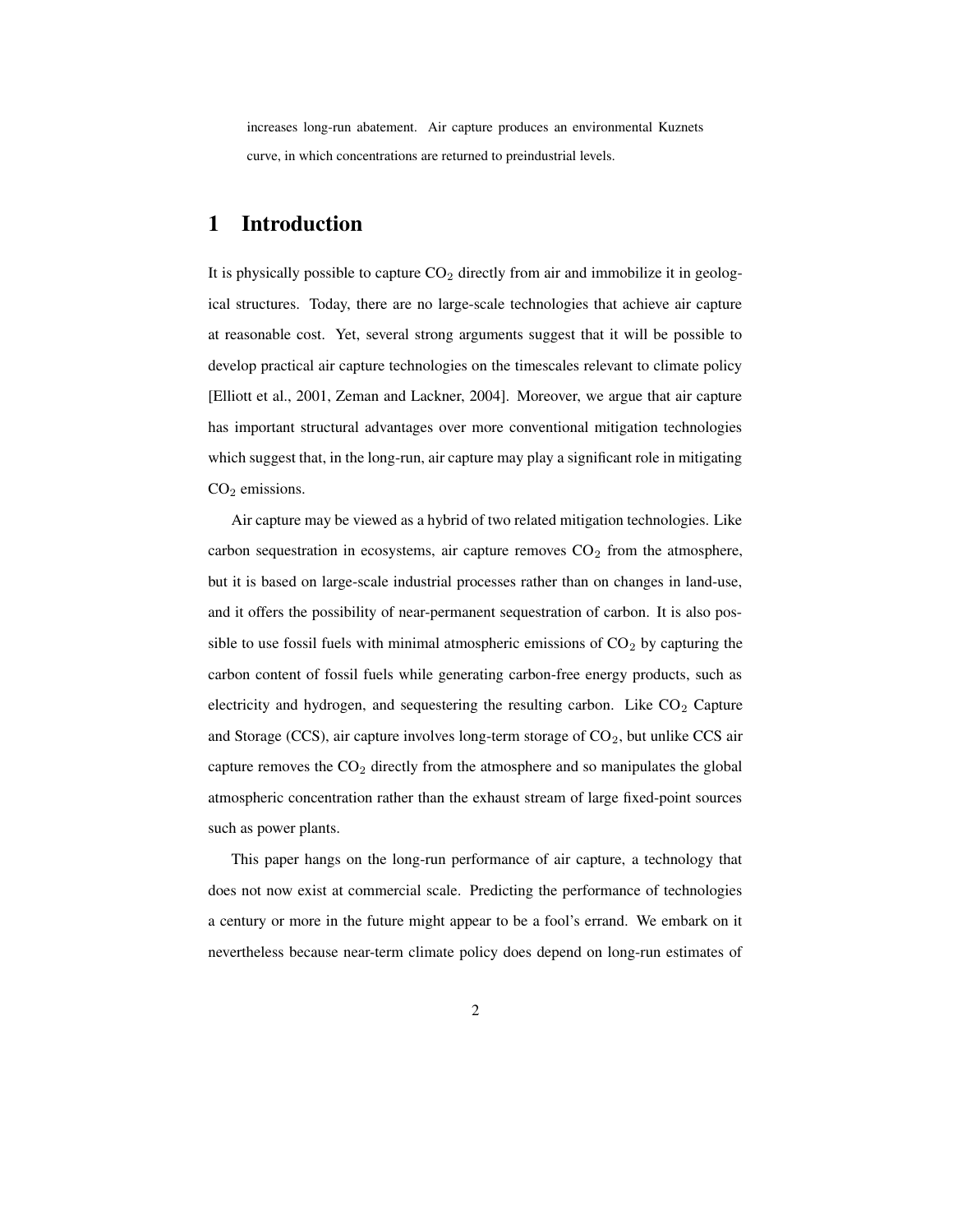increases long-run abatement. Air capture produces an environmental Kuznets curve, in which concentrations are returned to preindustrial levels.

# 1 Introduction

It is physically possible to capture $CO_2$ directly from air and immobilize it in geological structures. Today, there are no large-scale technologies that achieve air capture at reasonable cost. Yet, several strong arguments suggest that it will be possible to develop practical air capture technologies on the timescales relevant to climate policy [Elliott et al., 2001, Zeman and Lackner, 2004]. Moreover, we argue that air capture has important structural advantages over more conventional mitigation technologies which suggest that, in the long-run, air capture may play a significant role in mitigating $CO_2$ emissions.

Air capture may be viewed as a hybrid of two related mitigation technologies. Like carbon sequestration in ecosystems, air capture removes $CO_2$ from the atmosphere, but it is based on large-scale industrial processes rather than on changes in land-use, and it offers the possibility of near-permanent sequestration of carbon. It is also possible to use fossil fuels with minimal atmospheric emissions of $CO_2$ by capturing the carbon content of fossil fuels while generating carbon-free energy products, such as electricity and hydrogen, and sequestering the resulting carbon. Like $CO_2$ Capture and Storage (CCS), air capture involves long-term storage of $CO_2$, but unlike CCS air capture removes the $CO_2$ directly from the atmosphere and so manipulates the global atmospheric concentration rather than the exhaust stream of large fixed-point sources such as power plants.

This paper hangs on the long-run performance of air capture, a technology that does not now exist at commercial scale. Predicting the performance of technologies a century or more in the future might appear to be a fool's errand. We embark on it nevertheless because near-term climate policy does depend on long-run estimates of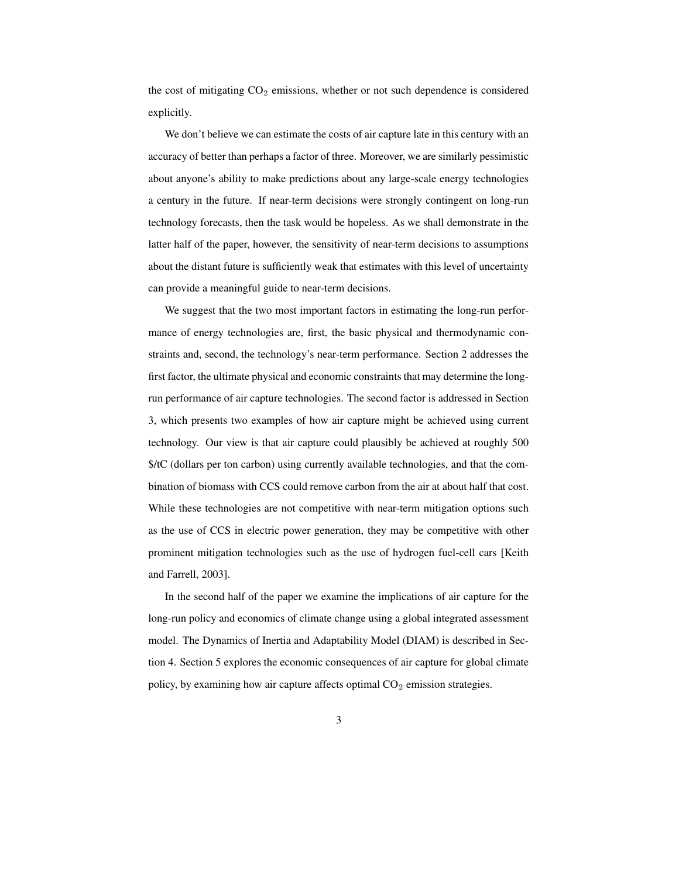the cost of mitigating $CO_2$ emissions, whether or not such dependence is considered explicitly.

We don't believe we can estimate the costs of air capture late in this century with an accuracy of better than perhaps a factor of three. Moreover, we are similarly pessimistic about anyone's ability to make predictions about any large-scale energy technologies a century in the future. If near-term decisions were strongly contingent on long-run technology forecasts, then the task would be hopeless. As we shall demonstrate in the latter half of the paper, however, the sensitivity of near-term decisions to assumptions about the distant future is sufficiently weak that estimates with this level of uncertainty can provide a meaningful guide to near-term decisions.

We suggest that the two most important factors in estimating the long-run performance of energy technologies are, first, the basic physical and thermodynamic constraints and, second, the technology's near-term performance. Section 2 addresses the first factor, the ultimate physical and economic constraints that may determine the long-run performance of air capture technologies. The second factor is addressed in Section 3, which presents two examples of how air capture might be achieved using current technology. Our view is that air capture could plausibly be achieved at roughly 500 $/tC (dollars per ton carbon) using currently available technologies, and that the combination of biomass with CCS could remove carbon from the air at about half that cost. While these technologies are not competitive with near-term mitigation options such as the use of CCS in electric power generation, they may be competitive with other prominent mitigation technologies such as the use of hydrogen fuel-cell cars [Keith and Farrell, 2003].

In the second half of the paper we examine the implications of air capture for the long-run policy and economics of climate change using a global integrated assessment model. The Dynamics of Inertia and Adaptability Model (DIAM) is described in Section 4. Section 5 explores the economic consequences of air capture for global climate policy, by examining how air capture affects optimal $CO_2$ emission strategies.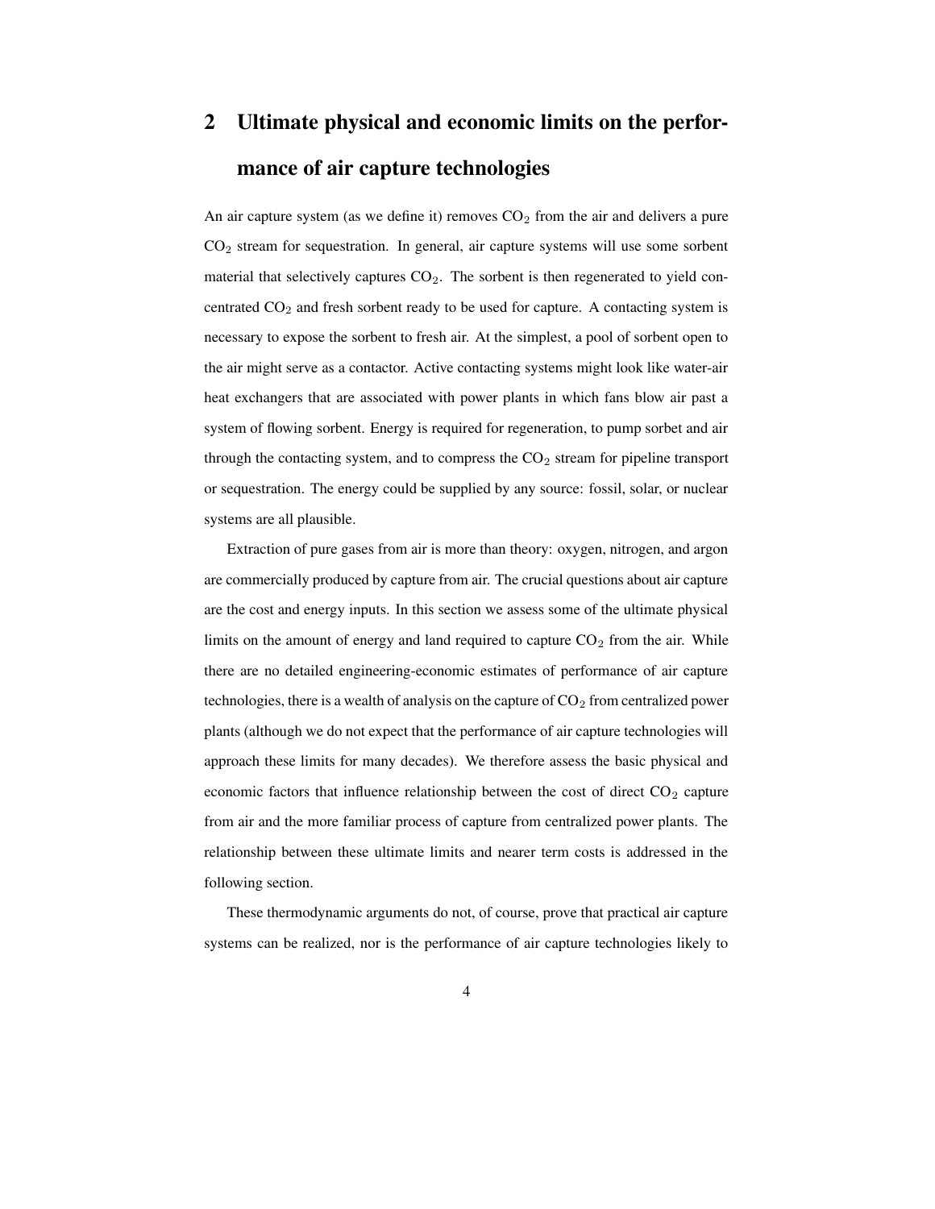## 2 Ultimate physical and economic limits on the performance of air capture technologies

An air capture system (as we define it) removes $CO_2$ from the air and delivers a pure $CO_2$ stream for sequestration. In general, air capture systems will use some sorbent material that selectively captures $CO_2$. The sorbent is then regenerated to yield concentrated $CO_2$ and fresh sorbent ready to be used for capture. A contacting system is necessary to expose the sorbent to fresh air. At the simplest, a pool of sorbent open to the air might serve as a contactor. Active contacting systems might look like water-air heat exchangers that are associated with power plants in which fans blow air past a system of flowing sorbent. Energy is required for regeneration, to pump sorbet and air through the contacting system, and to compress the $CO_2$ stream for pipeline transport or sequestration. The energy could be supplied by any source: fossil, solar, or nuclear systems are all plausible.

Extraction of pure gases from air is more than theory: oxygen, nitrogen, and argon are commercially produced by capture from air. The crucial questions about air capture are the cost and energy inputs. In this section we assess some of the ultimate physical limits on the amount of energy and land required to capture $CO_2$ from the air. While there are no detailed engineering-economic estimates of performance of air capture technologies, there is a wealth of analysis on the capture of $CO_2$ from centralized power plants (although we do not expect that the performance of air capture technologies will approach these limits for many decades). We therefore assess the basic physical and economic factors that influence relationship between the cost of direct $CO_2$ capture from air and the more familiar process of capture from centralized power plants. The relationship between these ultimate limits and nearer term costs is addressed in the following section.

These thermodynamic arguments do not, of course, prove that practical air capture systems can be realized, nor is the performance of air capture technologies likely to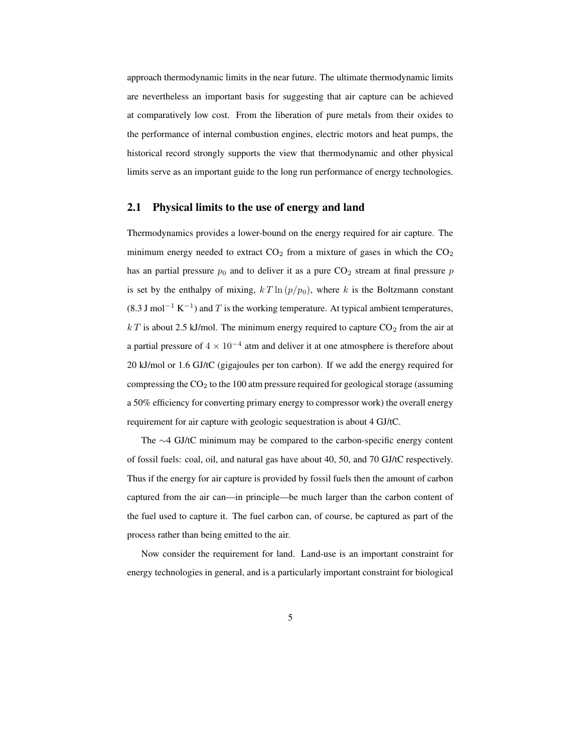approach thermodynamic limits in the near future. The ultimate thermodynamic limits are nevertheless an important basis for suggesting that air capture can be achieved at comparatively low cost. From the liberation of pure metals from their oxides to the performance of internal combustion engines, electric motors and heat pumps, the historical record strongly supports the view that thermodynamic and other physical limits serve as an important guide to the long run performance of energy technologies.

## 2.1 Physical limits to the use of energy and land

Thermodynamics provides a lower-bound on the energy required for air capture. The minimum energy needed to extract $CO_2$ from a mixture of gases in which the $CO_2$ has an partial pressure $p_0$ and to deliver it as a pure $CO_2$ stream at final pressure $p$ is set by the enthalpy of mixing, $k\,T \ln{(p/p_0)}$, where $k$ is the Boltzmann constant (8.3 J mol$^{-1}$ K$^{-1}$) and $T$ is the working temperature. At typical ambient temperatures, $k\,T$ is about 2.5 kJ/mol. The minimum energy required to capture $CO_2$ from the air at a partial pressure of $4 \times 10^{-4}$ atm and deliver it at one atmosphere is therefore about 20 kJ/mol or 1.6 GJ/tC (gigajoules per ton carbon). If we add the energy required for compressing the $CO_2$ to the 100 atm pressure required for geological storage (assuming a 50% efficiency for converting primary energy to compressor work) the overall energy requirement for air capture with geologic sequestration is about 4 GJ/tC.

The $\sim$4 GJ/tC minimum may be compared to the carbon-specific energy content of fossil fuels: coal, oil, and natural gas have about 40, 50, and 70 GJ/tC respectively. Thus if the energy for air capture is provided by fossil fuels then the amount of carbon captured from the air can—in principle—be much larger than the carbon content of the fuel used to capture it. The fuel carbon can, of course, be captured as part of the process rather than being emitted to the air.

Now consider the requirement for land. Land-use is an important constraint for energy technologies in general, and is a particularly important constraint for biological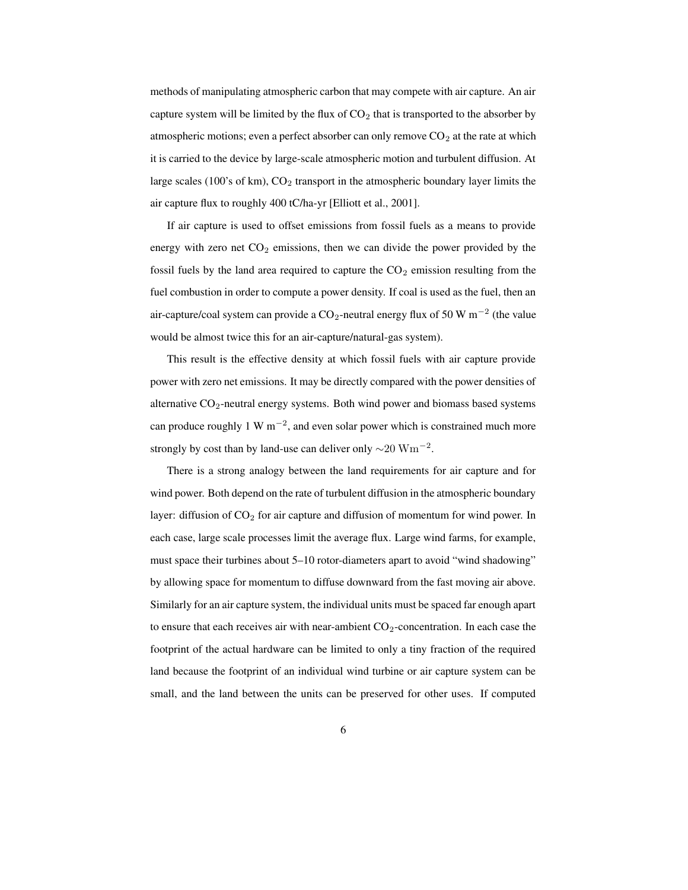methods of manipulating atmospheric carbon that may compete with air capture. An air capture system will be limited by the flux of $CO_2$ that is transported to the absorber by atmospheric motions; even a perfect absorber can only remove $CO_2$ at the rate at which it is carried to the device by large-scale atmospheric motion and turbulent diffusion. At large scales (100's of km), $CO_2$ transport in the atmospheric boundary layer limits the air capture flux to roughly 400 tC/ha-yr [Elliott et al., 2001].

If air capture is used to offset emissions from fossil fuels as a means to provide energy with zero net $CO_2$ emissions, then we can divide the power provided by the fossil fuels by the land area required to capture the $CO_2$ emission resulting from the fuel combustion in order to compute a power density. If coal is used as the fuel, then an air-capture/coal system can provide a $CO_2$-neutral energy flux of 50 W $m^{-2}$ (the value would be almost twice this for an air-capture/natural-gas system).

This result is the effective density at which fossil fuels with air capture provide power with zero net emissions. It may be directly compared with the power densities of alternative $CO_2$-neutral energy systems. Both wind power and biomass based systems can produce roughly 1 W $m^{-2}$, and even solar power which is constrained much more strongly by cost than by land-use can deliver only $\sim 20 \ \mathrm{Wm^{-2}}$.

There is a strong analogy between the land requirements for air capture and for wind power. Both depend on the rate of turbulent diffusion in the atmospheric boundary layer: diffusion of $CO_2$ for air capture and diffusion of momentum for wind power. In each case, large scale processes limit the average flux. Large wind farms, for example, must space their turbines about 5–10 rotor-diameters apart to avoid "wind shadowing" by allowing space for momentum to diffuse downward from the fast moving air above. Similarly for an air capture system, the individual units must be spaced far enough apart to ensure that each receives air with near-ambient $CO_2$-concentration. In each case the footprint of the actual hardware can be limited to only a tiny fraction of the required land because the footprint of an individual wind turbine or air capture system can be small, and the land between the units can be preserved for other uses. If computed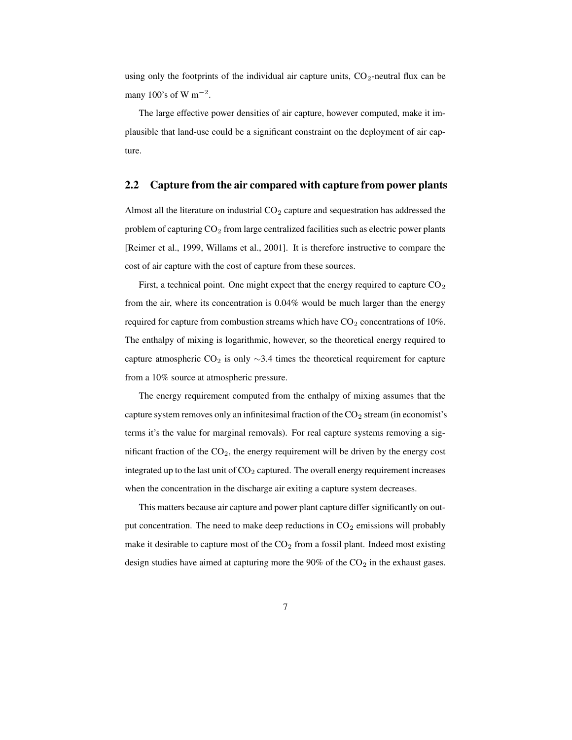using only the footprints of the individual air capture units, $CO_2$-neutral flux can be many 100's of W $m^{-2}$.

The large effective power densities of air capture, however computed, make it implausible that land-use could be a significant constraint on the deployment of air capture.

## 2.2 Capture from the air compared with capture from power plants

Almost all the literature on industrial $CO_2$ capture and sequestration has addressed the problem of capturing $CO_2$ from large centralized facilities such as electric power plants [Reimer et al., 1999, Willams et al., 2001]. It is therefore instructive to compare the cost of air capture with the cost of capture from these sources.

First, a technical point. One might expect that the energy required to capture $CO_2$ from the air, where its concentration is 0.04% would be much larger than the energy required for capture from combustion streams which have $CO_2$ concentrations of 10%. The enthalpy of mixing is logarithmic, however, so the theoretical energy required to capture atmospheric $CO_2$ is only $\sim$3.4 times the theoretical requirement for capture from a 10% source at atmospheric pressure.

The energy requirement computed from the enthalpy of mixing assumes that the capture system removes only an infinitesimal fraction of the $CO_2$ stream (in economist's terms it's the value for marginal removals). For real capture systems removing a significant fraction of the $CO_2$, the energy requirement will be driven by the energy cost integrated up to the last unit of $CO_2$ captured. The overall energy requirement increases when the concentration in the discharge air exiting a capture system decreases.

This matters because air capture and power plant capture differ significantly on output concentration. The need to make deep reductions in $CO_2$ emissions will probably make it desirable to capture most of the $CO_2$ from a fossil plant. Indeed most existing design studies have aimed at capturing more the 90% of the $CO_2$ in the exhaust gases.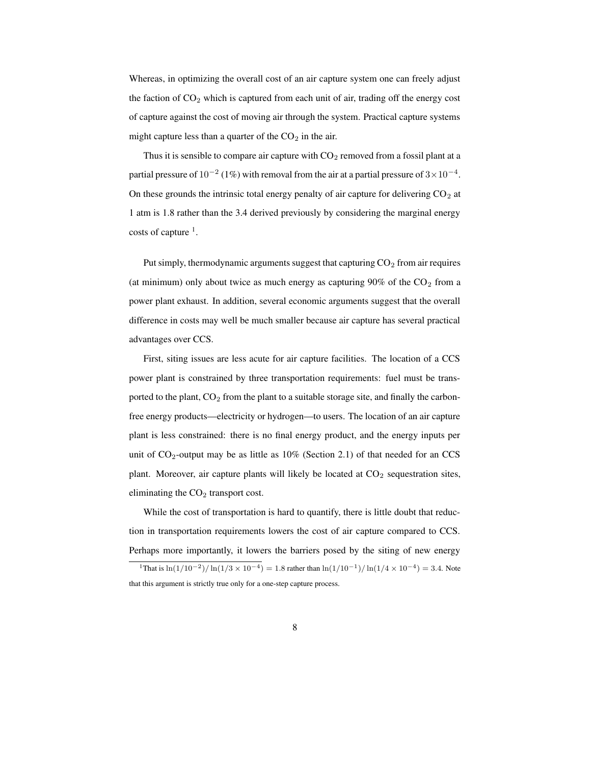Whereas, in optimizing the overall cost of an air capture system one can freely adjust the faction of $CO_2$ which is captured from each unit of air, trading off the energy cost of capture against the cost of moving air through the system. Practical capture systems might capture less than a quarter of the $CO_2$ in the air.

Thus it is sensible to compare air capture with $CO_2$ removed from a fossil plant at a partial pressure of $10^{-2}$ (1%) with removal from the air at a partial pressure of $3 \times 10^{-4}$. On these grounds the intrinsic total energy penalty of air capture for delivering $CO_2$ at 1 atm is 1.8 rather than the 3.4 derived previously by considering the marginal energy costs of capture [1].

Put simply, thermodynamic arguments suggest that capturing $CO_2$ from air requires (at minimum) only about twice as much energy as capturing 90% of the $CO_2$ from a power plant exhaust. In addition, several economic arguments suggest that the overall difference in costs may well be much smaller because air capture has several practical advantages over CCS.

First, siting issues are less acute for air capture facilities. The location of a CCS power plant is constrained by three transportation requirements: fuel must be transported to the plant, $CO_2$ from the plant to a suitable storage site, and finally the carbon-free energy products—electricity or hydrogen—to users. The location of an air capture plant is less constrained: there is no final energy product, and the energy inputs per unit of $CO_2$-output may be as little as 10% (Section 2.1) of that needed for an CCS plant. Moreover, air capture plants will likely be located at $CO_2$ sequestration sites, eliminating the $CO_2$ transport cost.

While the cost of transportation is hard to quantify, there is little doubt that reduction in transportation requirements lowers the cost of air capture compared to CCS. Perhaps more importantly, it lowers the barriers posed by the siting of new energy

---

[1] That is $\ln(1/10^{-2})/\ln(1/3 \times 10^{-4}) = 1.8$ rather than $\ln(1/10^{-1})/\ln(1/4 \times 10^{-4}) = 3.4$. Note that this argument is strictly true only for a one-step capture process.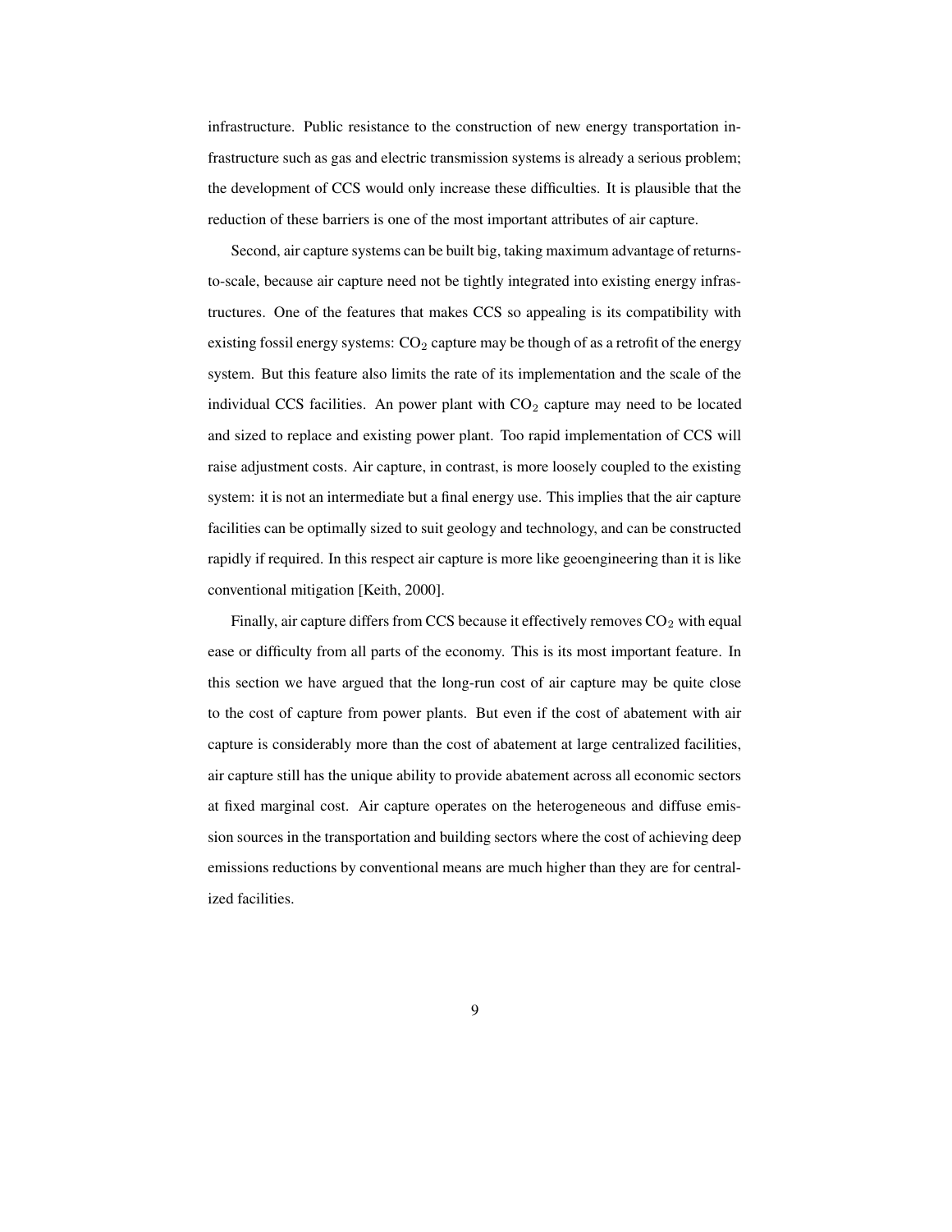infrastructure. Public resistance to the construction of new energy transportation infrastructure such as gas and electric transmission systems is already a serious problem; the development of CCS would only increase these difficulties. It is plausible that the reduction of these barriers is one of the most important attributes of air capture.

Second, air capture systems can be built big, taking maximum advantage of returns-to-scale, because air capture need not be tightly integrated into existing energy infrastructures. One of the features that makes CCS so appealing is its compatibility with existing fossil energy systems: $CO_2$ capture may be though of as a retrofit of the energy system. But this feature also limits the rate of its implementation and the scale of the individual CCS facilities. An power plant with $CO_2$ capture may need to be located and sized to replace and existing power plant. Too rapid implementation of CCS will raise adjustment costs. Air capture, in contrast, is more loosely coupled to the existing system: it is not an intermediate but a final energy use. This implies that the air capture facilities can be optimally sized to suit geology and technology, and can be constructed rapidly if required. In this respect air capture is more like geoengineering than it is like conventional mitigation [Keith, 2000].

Finally, air capture differs from CCS because it effectively removes $CO_2$ with equal ease or difficulty from all parts of the economy. This is its most important feature. In this section we have argued that the long-run cost of air capture may be quite close to the cost of capture from power plants. But even if the cost of abatement with air capture is considerably more than the cost of abatement at large centralized facilities, air capture still has the unique ability to provide abatement across all economic sectors at fixed marginal cost. Air capture operates on the heterogeneous and diffuse emission sources in the transportation and building sectors where the cost of achieving deep emissions reductions by conventional means are much higher than they are for centralized facilities.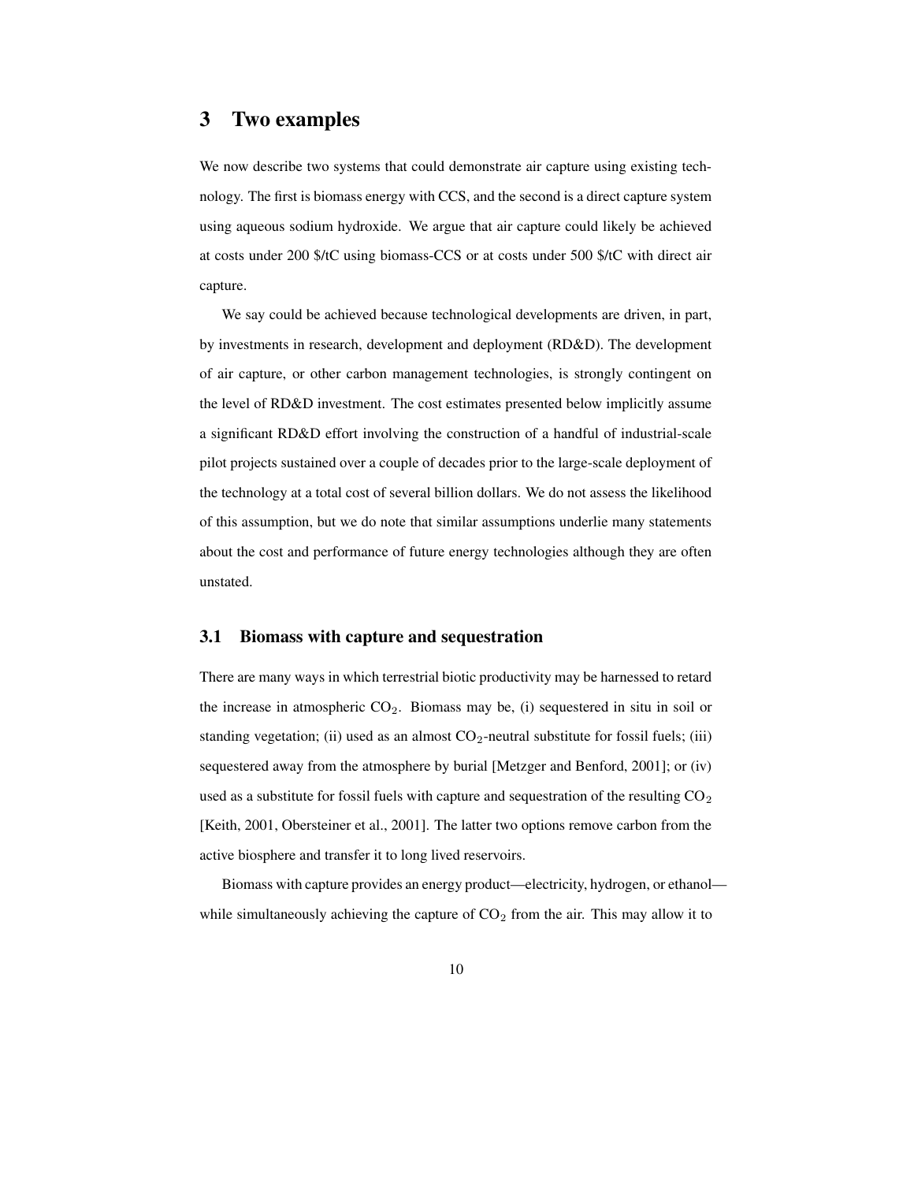# 3 Two examples

We now describe two systems that could demonstrate air capture using existing technology. The first is biomass energy with CCS, and the second is a direct capture system using aqueous sodium hydroxide. We argue that air capture could likely be achieved at costs under 200 \$/tC using biomass-CCS or at costs under 500 \$/tC with direct air capture.

We say could be achieved because technological developments are driven, in part, by investments in research, development and deployment (RD&D). The development of air capture, or other carbon management technologies, is strongly contingent on the level of RD&D investment. The cost estimates presented below implicitly assume a significant RD&D effort involving the construction of a handful of industrial-scale pilot projects sustained over a couple of decades prior to the large-scale deployment of the technology at a total cost of several billion dollars. We do not assess the likelihood of this assumption, but we do note that similar assumptions underlie many statements about the cost and performance of future energy technologies although they are often unstated.

## 3.1 Biomass with capture and sequestration

There are many ways in which terrestrial biotic productivity may be harnessed to retard the increase in atmospheric $CO_2$. Biomass may be, (i) sequestered in situ in soil or standing vegetation; (ii) used as an almost $CO_2$-neutral substitute for fossil fuels; (iii) sequestered away from the atmosphere by burial [Metzger and Benford, 2001]; or (iv) used as a substitute for fossil fuels with capture and sequestration of the resulting $CO_2$ [Keith, 2001, Obersteiner et al., 2001]. The latter two options remove carbon from the active biosphere and transfer it to long lived reservoirs.

Biomass with capture provides an energy product—electricity, hydrogen, or ethanol—while simultaneously achieving the capture of $CO_2$ from the air. This may allow it to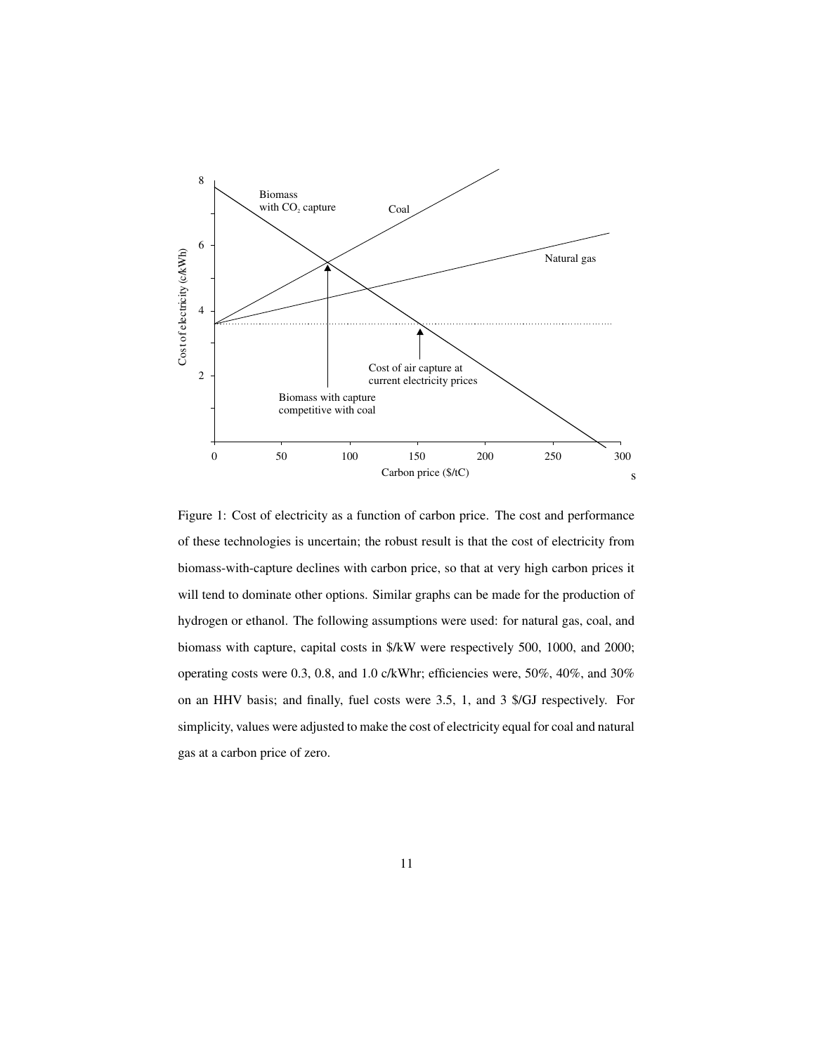Figure 1: Cost of electricity as a function of carbon price. The cost and performance of these technologies is uncertain; the robust result is that the cost of electricity from biomass-with-capture declines with carbon price, so that at very high carbon prices it will tend to dominate other options. Similar graphs can be made for the production of hydrogen or ethanol. The following assumptions were used: for natural gas, coal, and biomass with capture, capital costs in $/kW were respectively 500, 1000, and 2000; operating costs were 0.3, 0.8, and 1.0 c/kWhr; efficiencies were, 50%, 40%, and 30% on an HHV basis; and finally, fuel costs were 3.5, 1, and 3 $/GJ respectively. For simplicity, values were adjusted to make the cost of electricity equal for coal and natural gas at a carbon price of zero.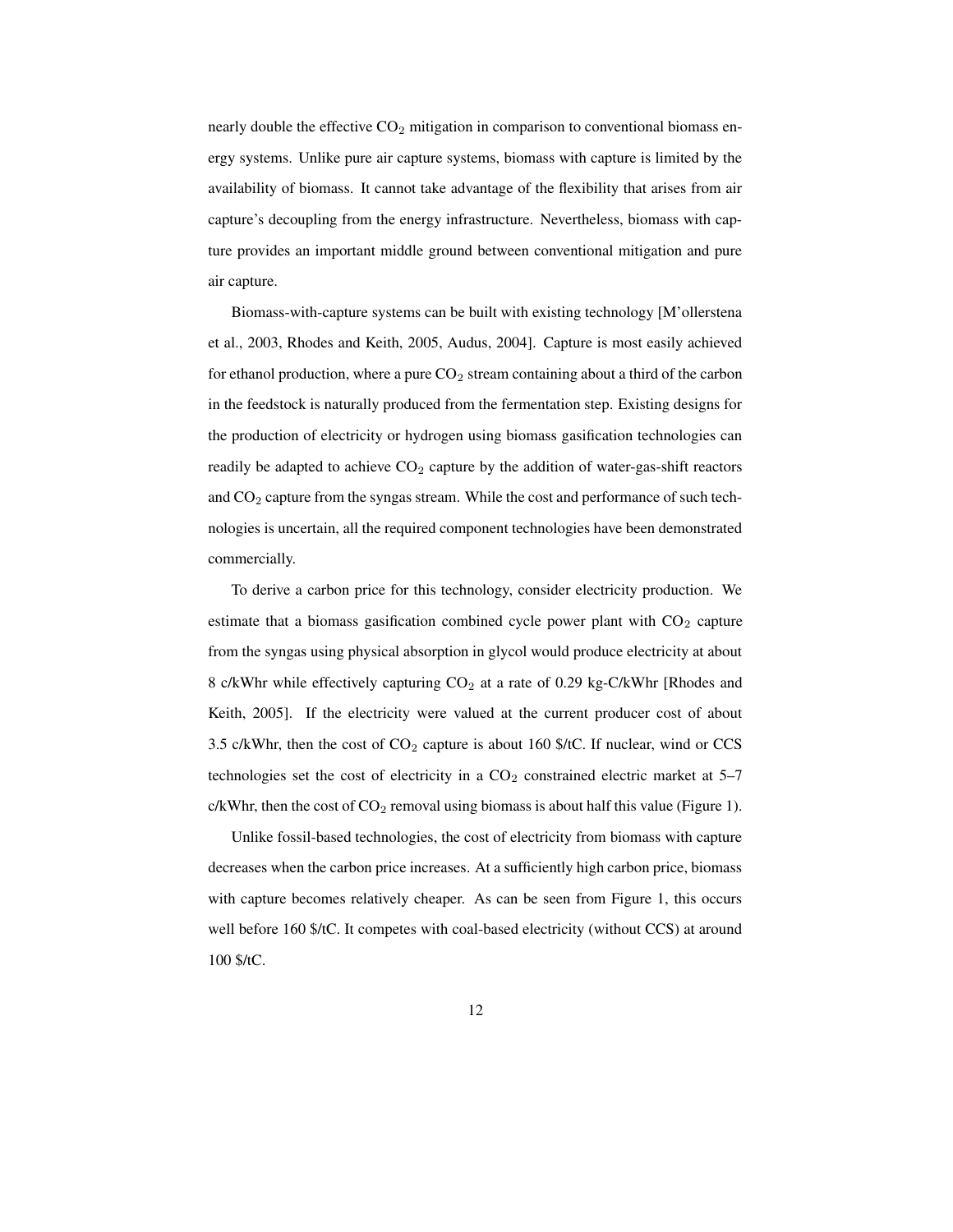nearly double the effective $CO_2$ mitigation in comparison to conventional biomass energy systems. Unlike pure air capture systems, biomass with capture is limited by the availability of biomass. It cannot take advantage of the flexibility that arises from air capture's decoupling from the energy infrastructure. Nevertheless, biomass with capture provides an important middle ground between conventional mitigation and pure air capture.

Biomass-with-capture systems can be built with existing technology [M'ollerstena et al., 2003, Rhodes and Keith, 2005, Audus, 2004]. Capture is most easily achieved for ethanol production, where a pure $CO_2$ stream containing about a third of the carbon in the feedstock is naturally produced from the fermentation step. Existing designs for the production of electricity or hydrogen using biomass gasification technologies can readily be adapted to achieve $CO_2$ capture by the addition of water-gas-shift reactors and $CO_2$ capture from the syngas stream. While the cost and performance of such technologies is uncertain, all the required component technologies have been demonstrated commercially.

To derive a carbon price for this technology, consider electricity production. We estimate that a biomass gasification combined cycle power plant with $CO_2$ capture from the syngas using physical absorption in glycol would produce electricity at about 8 c/kWhr while effectively capturing $CO_2$ at a rate of 0.29 kg-C/kWhr [Rhodes and Keith, 2005]. If the electricity were valued at the current producer cost of about 3.5 c/kWhr, then the cost of $CO_2$ capture is about 160 \$/tC. If nuclear, wind or CCS technologies set the cost of electricity in a $CO_2$ constrained electric market at 5–7 c/kWhr, then the cost of $CO_2$ removal using biomass is about half this value (Figure 1).

Unlike fossil-based technologies, the cost of electricity from biomass with capture decreases when the carbon price increases. At a sufficiently high carbon price, biomass with capture becomes relatively cheaper. As can be seen from Figure 1, this occurs well before 160 \$/tC. It competes with coal-based electricity (without CCS) at around 100 \$/tC.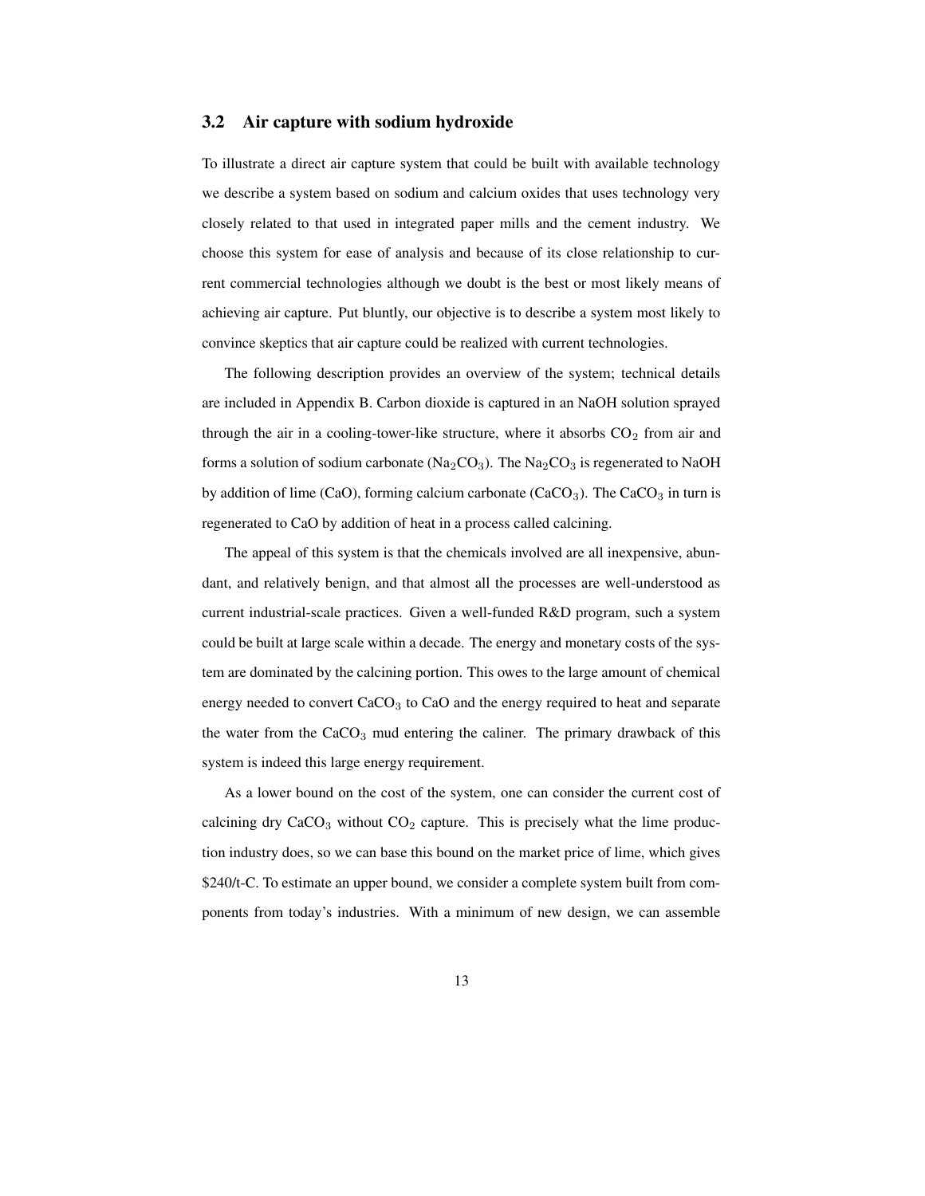### 3.2 Air capture with sodium hydroxide

To illustrate a direct air capture system that could be built with available technology we describe a system based on sodium and calcium oxides that uses technology very closely related to that used in integrated paper mills and the cement industry. We choose this system for ease of analysis and because of its close relationship to current commercial technologies although we doubt is the best or most likely means of achieving air capture. Put bluntly, our objective is to describe a system most likely to convince skeptics that air capture could be realized with current technologies.

The following description provides an overview of the system; technical details are included in Appendix B. Carbon dioxide is captured in an NaOH solution sprayed through the air in a cooling-tower-like structure, where it absorbs $CO_2$ from air and forms a solution of sodium carbonate ($Na_2CO_3$). The $Na_2CO_3$ is regenerated to NaOH by addition of lime (CaO), forming calcium carbonate ($CaCO_3$). The $CaCO_3$ in turn is regenerated to CaO by addition of heat in a process called calcining.

The appeal of this system is that the chemicals involved are all inexpensive, abundant, and relatively benign, and that almost all the processes are well-understood as current industrial-scale practices. Given a well-funded R&D program, such a system could be built at large scale within a decade. The energy and monetary costs of the system are dominated by the calcining portion. This owes to the large amount of chemical energy needed to convert $CaCO_3$ to CaO and the energy required to heat and separate the water from the $CaCO_3$ mud entering the caliner. The primary drawback of this system is indeed this large energy requirement.

As a lower bound on the cost of the system, one can consider the current cost of calcining dry $CaCO_3$ without $CO_2$ capture. This is precisely what the lime production industry does, so we can base this bound on the market price of lime, which gives \$240/t-C. To estimate an upper bound, we consider a complete system built from components from today's industries. With a minimum of new design, we can assemble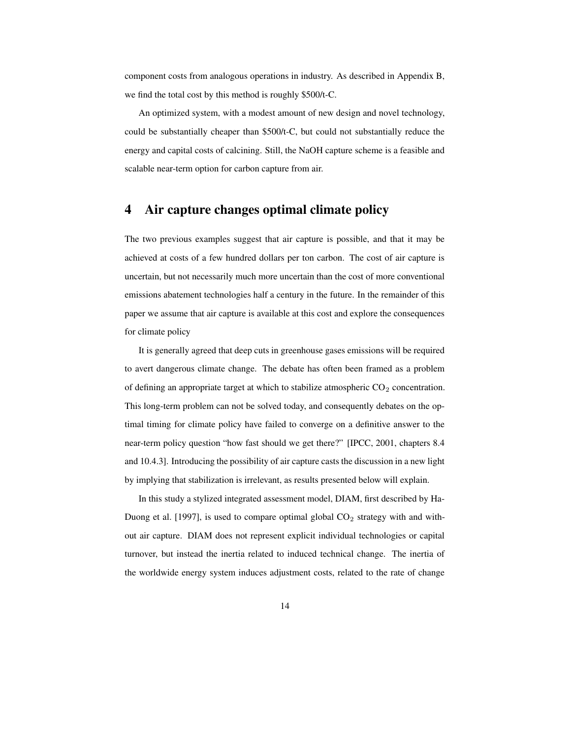component costs from analogous operations in industry. As described in Appendix B, we find the total cost by this method is roughly \$500/t-C.

An optimized system, with a modest amount of new design and novel technology, could be substantially cheaper than \$500/t-C, but could not substantially reduce the energy and capital costs of calcining. Still, the NaOH capture scheme is a feasible and scalable near-term option for carbon capture from air.

## 4 Air capture changes optimal climate policy

The two previous examples suggest that air capture is possible, and that it may be achieved at costs of a few hundred dollars per ton carbon. The cost of air capture is uncertain, but not necessarily much more uncertain than the cost of more conventional emissions abatement technologies half a century in the future. In the remainder of this paper we assume that air capture is available at this cost and explore the consequences for climate policy

It is generally agreed that deep cuts in greenhouse gases emissions will be required to avert dangerous climate change. The debate has often been framed as a problem of defining an appropriate target at which to stabilize atmospheric $CO_2$ concentration. This long-term problem can not be solved today, and consequently debates on the optimal timing for climate policy have failed to converge on a definitive answer to the near-term policy question "how fast should we get there?" [IPCC, 2001, chapters 8.4 and 10.4.3]. Introducing the possibility of air capture casts the discussion in a new light by implying that stabilization is irrelevant, as results presented below will explain.

In this study a stylized integrated assessment model, DIAM, first described by Ha-Duong et al. [1997], is used to compare optimal global $CO_2$ strategy with and without air capture. DIAM does not represent explicit individual technologies or capital turnover, but instead the inertia related to induced technical change. The inertia of the worldwide energy system induces adjustment costs, related to the rate of change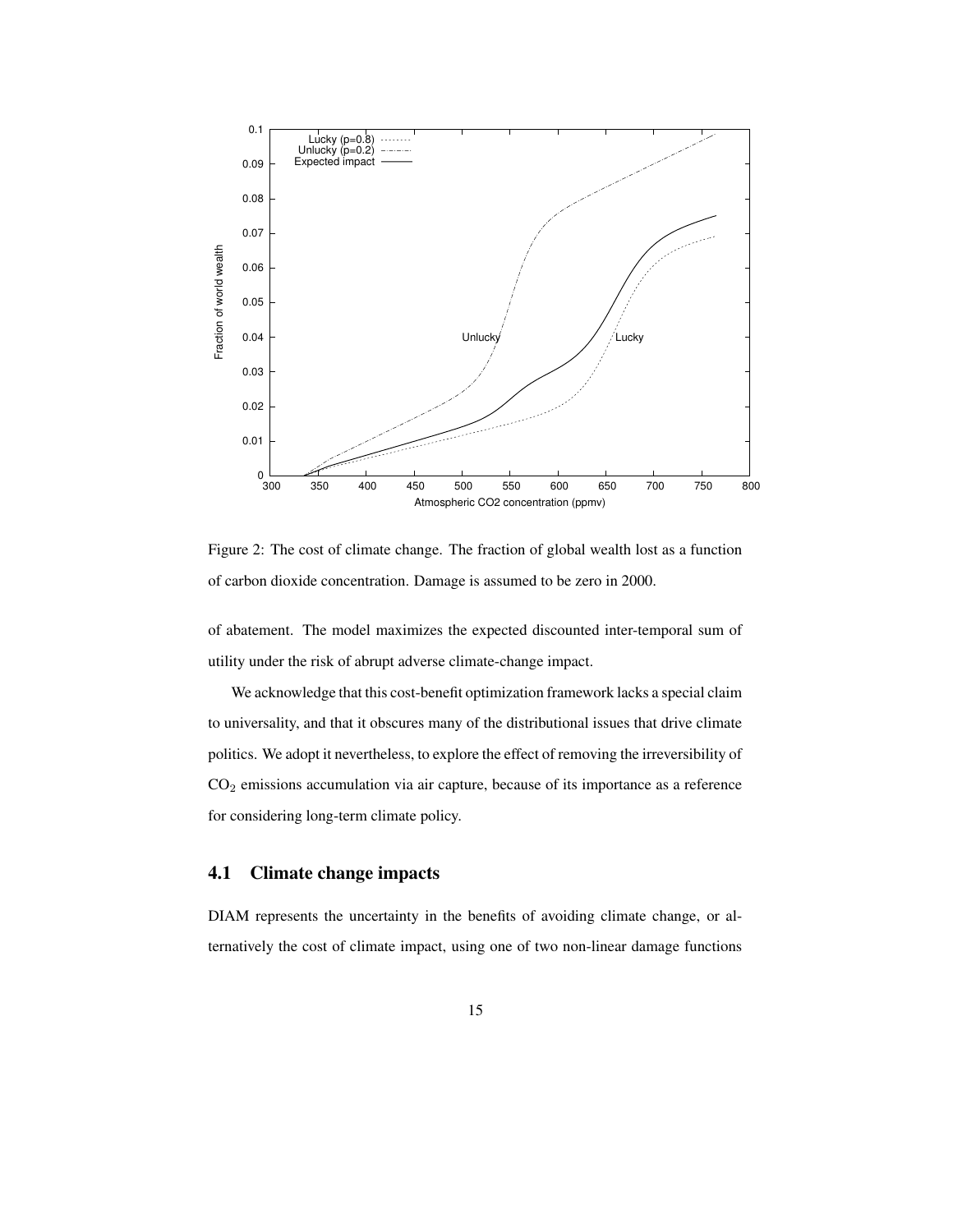Figure 2: The cost of climate change. The fraction of global wealth lost as a function of carbon dioxide concentration. Damage is assumed to be zero in 2000.

of abatement. The model maximizes the expected discounted inter-temporal sum of utility under the risk of abrupt adverse climate-change impact.

We acknowledge that this cost-benefit optimization framework lacks a special claim to universality, and that it obscures many of the distributional issues that drive climate politics. We adopt it nevertheless, to explore the effect of removing the irreversibility of $CO_2$ emissions accumulation via air capture, because of its importance as a reference for considering long-term climate policy.

## 4.1 Climate change impacts

DIAM represents the uncertainty in the benefits of avoiding climate change, or alternatively the cost of climate impact, using one of two non-linear damage functions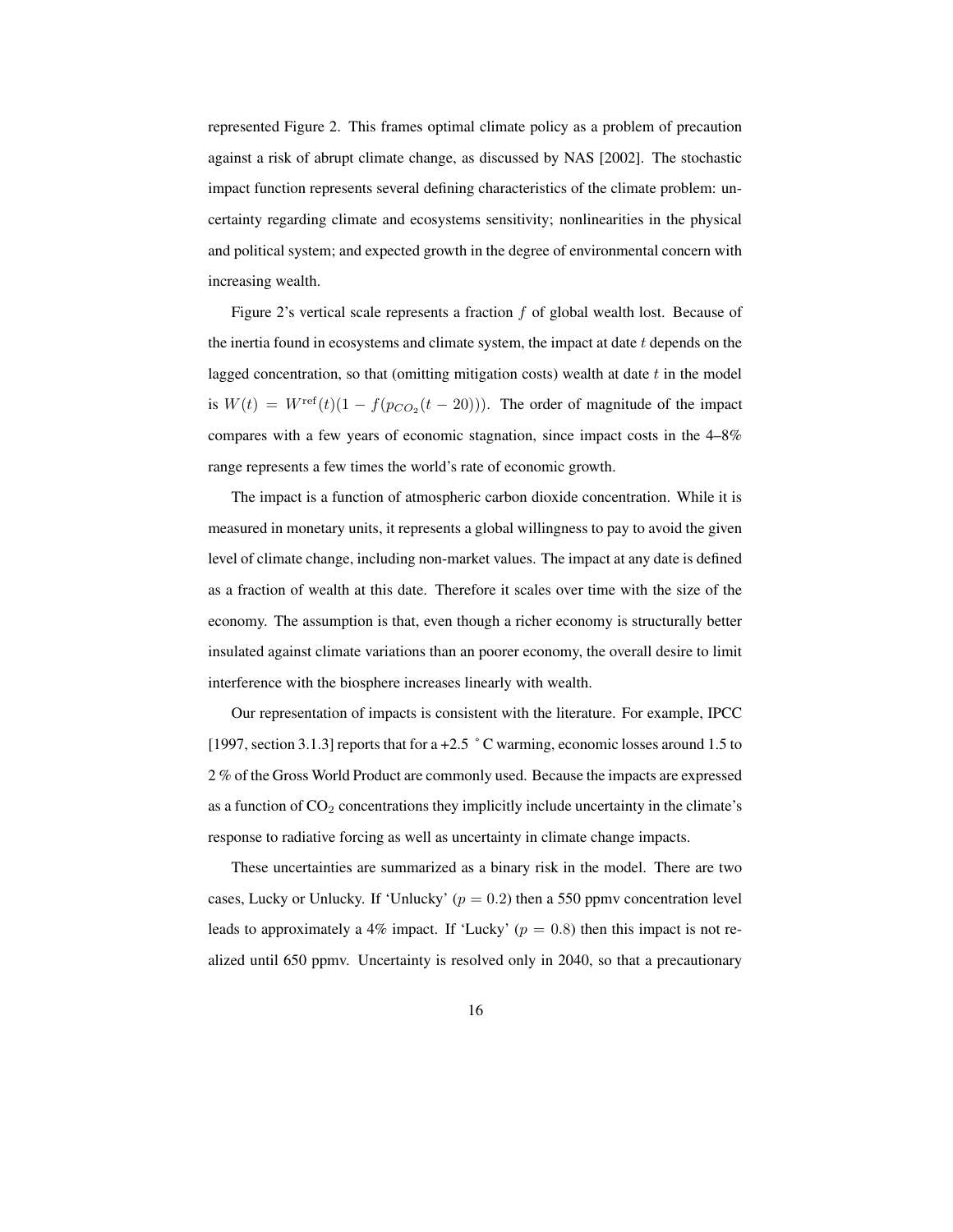represented Figure 2. This frames optimal climate policy as a problem of precaution against a risk of abrupt climate change, as discussed by NAS [2002]. The stochastic impact function represents several defining characteristics of the climate problem: uncertainty regarding climate and ecosystems sensitivity; nonlinearities in the physical and political system; and expected growth in the degree of environmental concern with increasing wealth.

Figure 2's vertical scale represents a fraction $f$ of global wealth lost. Because of the inertia found in ecosystems and climate system, the impact at date $t$ depends on the lagged concentration, so that (omitting mitigation costs) wealth at date $t$ in the model is $W(t) = W^{\text{ref}}(t)(1 - f(p_{CO_2}(t - 20)))$. The order of magnitude of the impact compares with a few years of economic stagnation, since impact costs in the 4–8% range represents a few times the world's rate of economic growth.

The impact is a function of atmospheric carbon dioxide concentration. While it is measured in monetary units, it represents a global willingness to pay to avoid the given level of climate change, including non-market values. The impact at any date is defined as a fraction of wealth at this date. Therefore it scales over time with the size of the economy. The assumption is that, even though a richer economy is structurally better insulated against climate variations than an poorer economy, the overall desire to limit interference with the biosphere increases linearly with wealth.

Our representation of impacts is consistent with the literature. For example, IPCC [1997, section 3.1.3] reports that for a +2.5 °C warming, economic losses around 1.5 to 2 % of the Gross World Product are commonly used. Because the impacts are expressed as a function of $CO_2$ concentrations they implicitly include uncertainty in the climate's response to radiative forcing as well as uncertainty in climate change impacts.

These uncertainties are summarized as a binary risk in the model. There are two cases, Lucky or Unlucky. If 'Unlucky' ($p = 0.2$) then a 550 ppmv concentration level leads to approximately a 4% impact. If 'Lucky' ($p = 0.8$) then this impact is not realized until 650 ppmv. Uncertainty is resolved only in 2040, so that a precautionary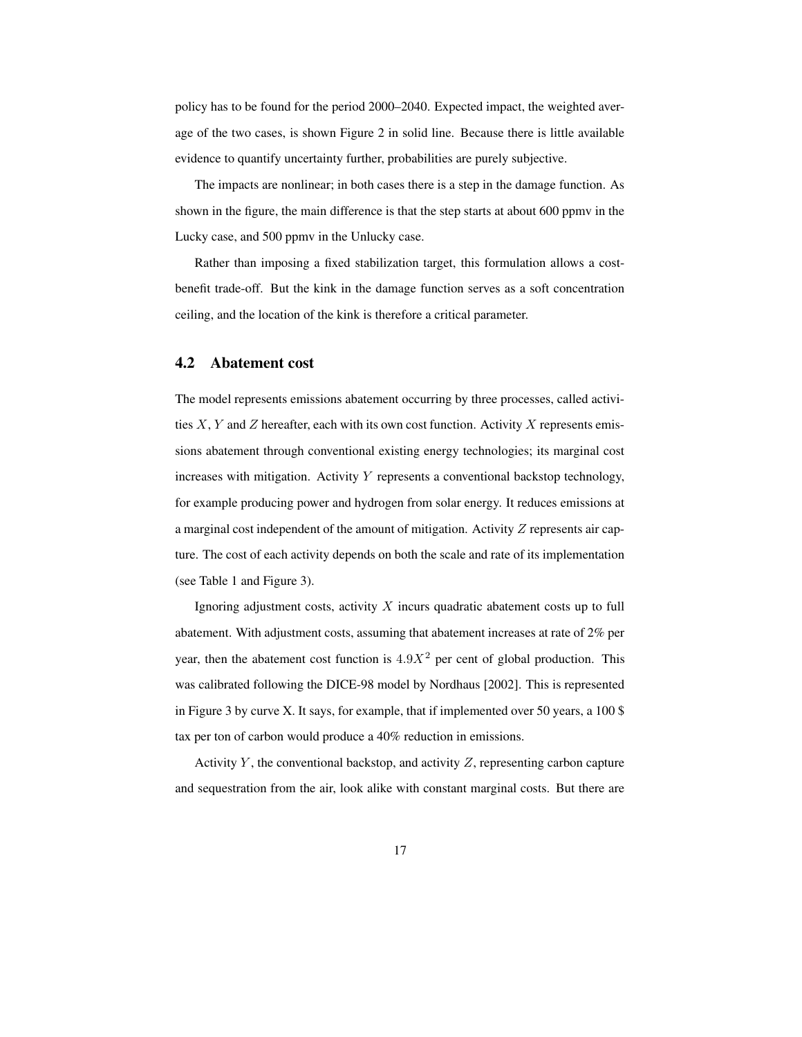policy has to be found for the period 2000–2040. Expected impact, the weighted average of the two cases, is shown Figure 2 in solid line. Because there is little available evidence to quantify uncertainty further, probabilities are purely subjective.

The impacts are nonlinear; in both cases there is a step in the damage function. As shown in the figure, the main difference is that the step starts at about 600 ppmv in the Lucky case, and 500 ppmv in the Unlucky case.

Rather than imposing a fixed stabilization target, this formulation allows a cost-benefit trade-off. But the kink in the damage function serves as a soft concentration ceiling, and the location of the kink is therefore a critical parameter.

## 4.2 Abatement cost

The model represents emissions abatement occurring by three processes, called activities $X$, $Y$ and $Z$ hereafter, each with its own cost function. Activity $X$ represents emissions abatement through conventional existing energy technologies; its marginal cost increases with mitigation. Activity $Y$ represents a conventional backstop technology, for example producing power and hydrogen from solar energy. It reduces emissions at a marginal cost independent of the amount of mitigation. Activity $Z$ represents air capture. The cost of each activity depends on both the scale and rate of its implementation (see Table 1 and Figure 3).

Ignoring adjustment costs, activity $X$ incurs quadratic abatement costs up to full abatement. With adjustment costs, assuming that abatement increases at rate of 2% per year, then the abatement cost function is $4.9X^2$ per cent of global production. This was calibrated following the DICE-98 model by Nordhaus [2002]. This is represented in Figure 3 by curve X. It says, for example, that if implemented over 50 years, a 100 $ tax per ton of carbon would produce a 40% reduction in emissions.

Activity $Y$, the conventional backstop, and activity $Z$, representing carbon capture and sequestration from the air, look alike with constant marginal costs. But there are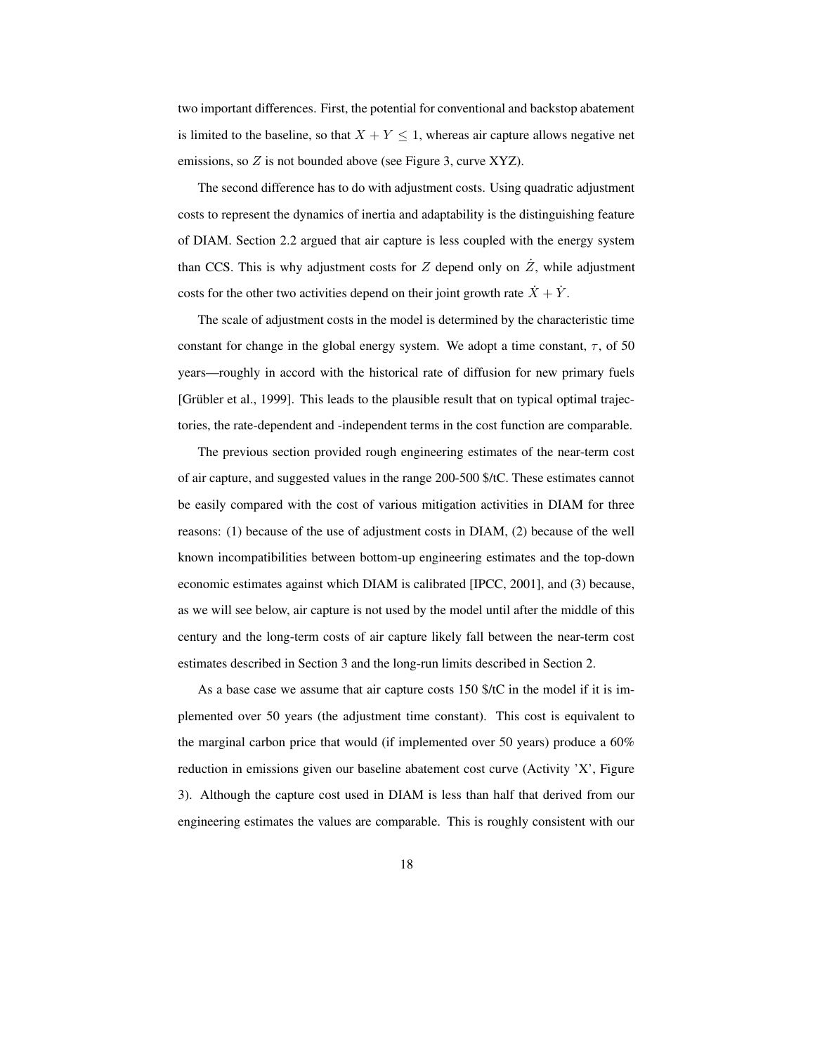two important differences. First, the potential for conventional and backstop abatement is limited to the baseline, so that $X + Y \leq 1$, whereas air capture allows negative net emissions, so $Z$ is not bounded above (see Figure 3, curve XYZ).

The second difference has to do with adjustment costs. Using quadratic adjustment costs to represent the dynamics of inertia and adaptability is the distinguishing feature of DIAM. Section 2.2 argued that air capture is less coupled with the energy system than CCS. This is why adjustment costs for $Z$ depend only on $\dot{Z}$, while adjustment costs for the other two activities depend on their joint growth rate $\dot{X} + \dot{Y}$.

The scale of adjustment costs in the model is determined by the characteristic time constant for change in the global energy system. We adopt a time constant, $\tau$, of 50 years—roughly in accord with the historical rate of diffusion for new primary fuels [Grübler et al., 1999]. This leads to the plausible result that on typical optimal trajectories, the rate-dependent and -independent terms in the cost function are comparable.

The previous section provided rough engineering estimates of the near-term cost of air capture, and suggested values in the range 200-500 $/tC. These estimates cannot be easily compared with the cost of various mitigation activities in DIAM for three reasons: (1) because of the use of adjustment costs in DIAM, (2) because of the well known incompatibilities between bottom-up engineering estimates and the top-down economic estimates against which DIAM is calibrated [IPCC, 2001], and (3) because, as we will see below, air capture is not used by the model until after the middle of this century and the long-term costs of air capture likely fall between the near-term cost estimates described in Section 3 and the long-run limits described in Section 2.

As a base case we assume that air capture costs 150 $/tC in the model if it is implemented over 50 years (the adjustment time constant). This cost is equivalent to the marginal carbon price that would (if implemented over 50 years) produce a 60% reduction in emissions given our baseline abatement cost curve (Activity 'X', Figure 3). Although the capture cost used in DIAM is less than half that derived from our engineering estimates the values are comparable. This is roughly consistent with our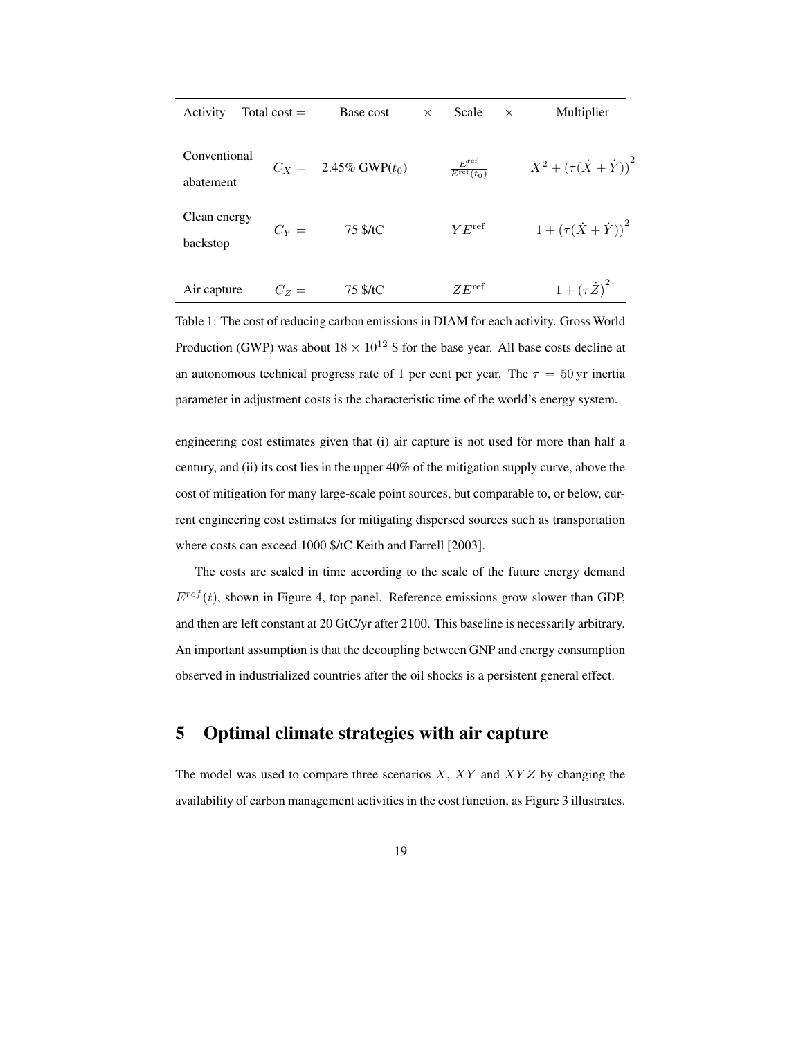| Activity | Total cost = | Base cost | × | Scale | × | Multiplier |
|---|---|---|---|---|---|---|
| Conventional abatement | $C_X =$ | 2.45% GWP($t_0$) | | $\frac{E^{\text{ref}}}{E^{\text{ref}}(t_0)}$ | | $X^2 + \left(\tau(\dot{X} + \dot{Y})\right)^2$ |
| Clean energy backstop | $C_Y =$ | 75 \$/tC | | $Y E^{\text{ref}}$ | | $1 + \left(\tau(\dot{X} + \dot{Y})\right)^2$ |
| Air capture | $C_Z =$ | 75 \$/tC | | $Z E^{\text{ref}}$ | | $1 + \left(\tau \dot{Z}\right)^2$ |

Table 1: The cost of reducing carbon emissions in DIAM for each activity. Gross World Production (GWP) was about $18 \times 10^{12}$ \$ for the base year. All base costs decline at an autonomous technical progress rate of 1 per cent per year. The $\tau = 50\,\text{yr}$ inertia parameter in adjustment costs is the characteristic time of the world's energy system.

engineering cost estimates given that (i) air capture is not used for more than half a century, and (ii) its cost lies in the upper 40% of the mitigation supply curve, above the cost of mitigation for many large-scale point sources, but comparable to, or below, current engineering cost estimates for mitigating dispersed sources such as transportation where costs can exceed 1000 \$/tC Keith and Farrell [2003].

The costs are scaled in time according to the scale of the future energy demand $E^{ref}(t)$, shown in Figure 4, top panel. Reference emissions grow slower than GDP, and then are left constant at 20 GtC/yr after 2100. This baseline is necessarily arbitrary. An important assumption is that the decoupling between GNP and energy consumption observed in industrialized countries after the oil shocks is a persistent general effect.

## 5 Optimal climate strategies with air capture

The model was used to compare three scenarios $X$, $XY$ and $XYZ$ by changing the availability of carbon management activities in the cost function, as Figure 3 illustrates.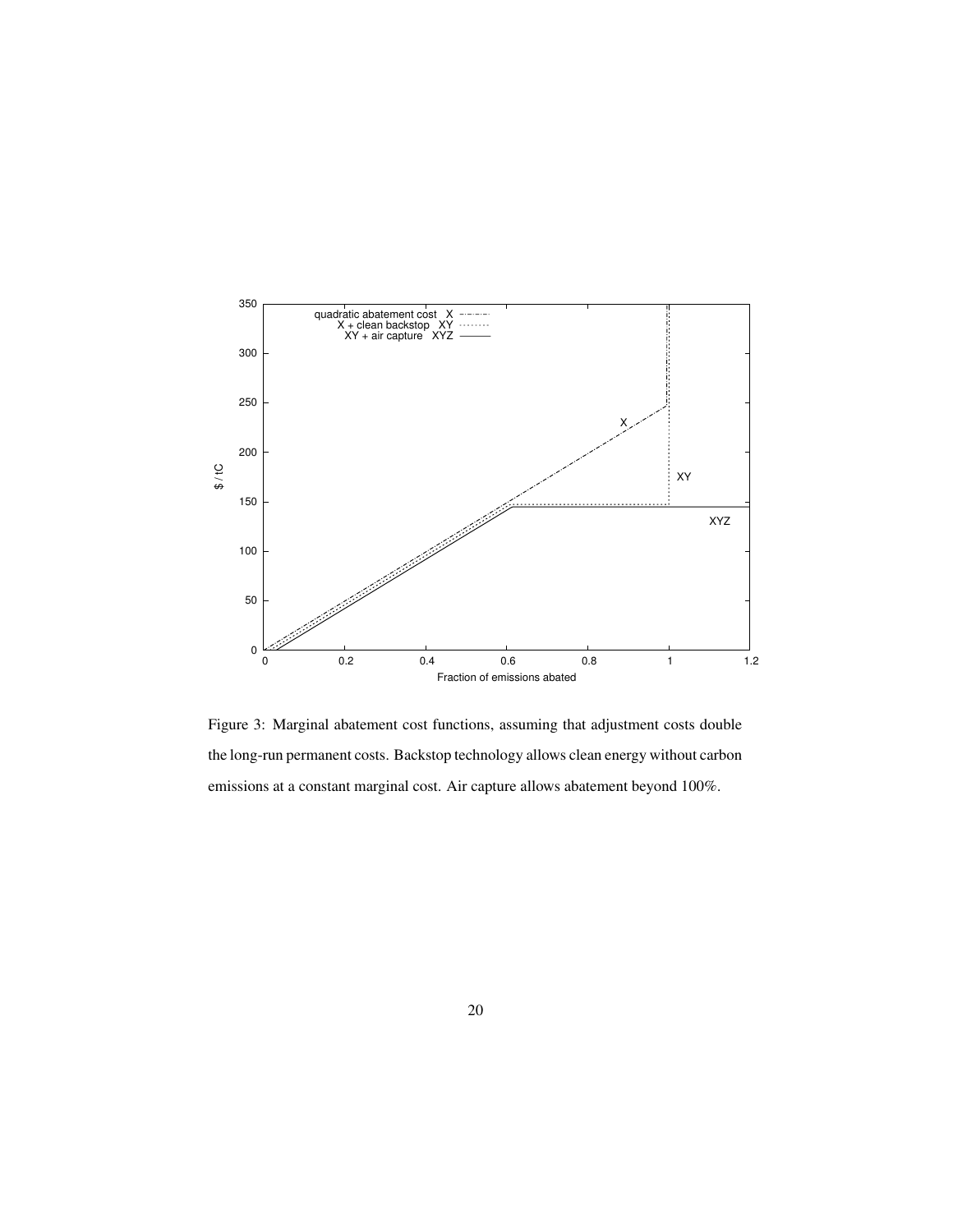Figure 3: Marginal abatement cost functions, assuming that adjustment costs double the long-run permanent costs. Backstop technology allows clean energy without carbon emissions at a constant marginal cost. Air capture allows abatement beyond 100%.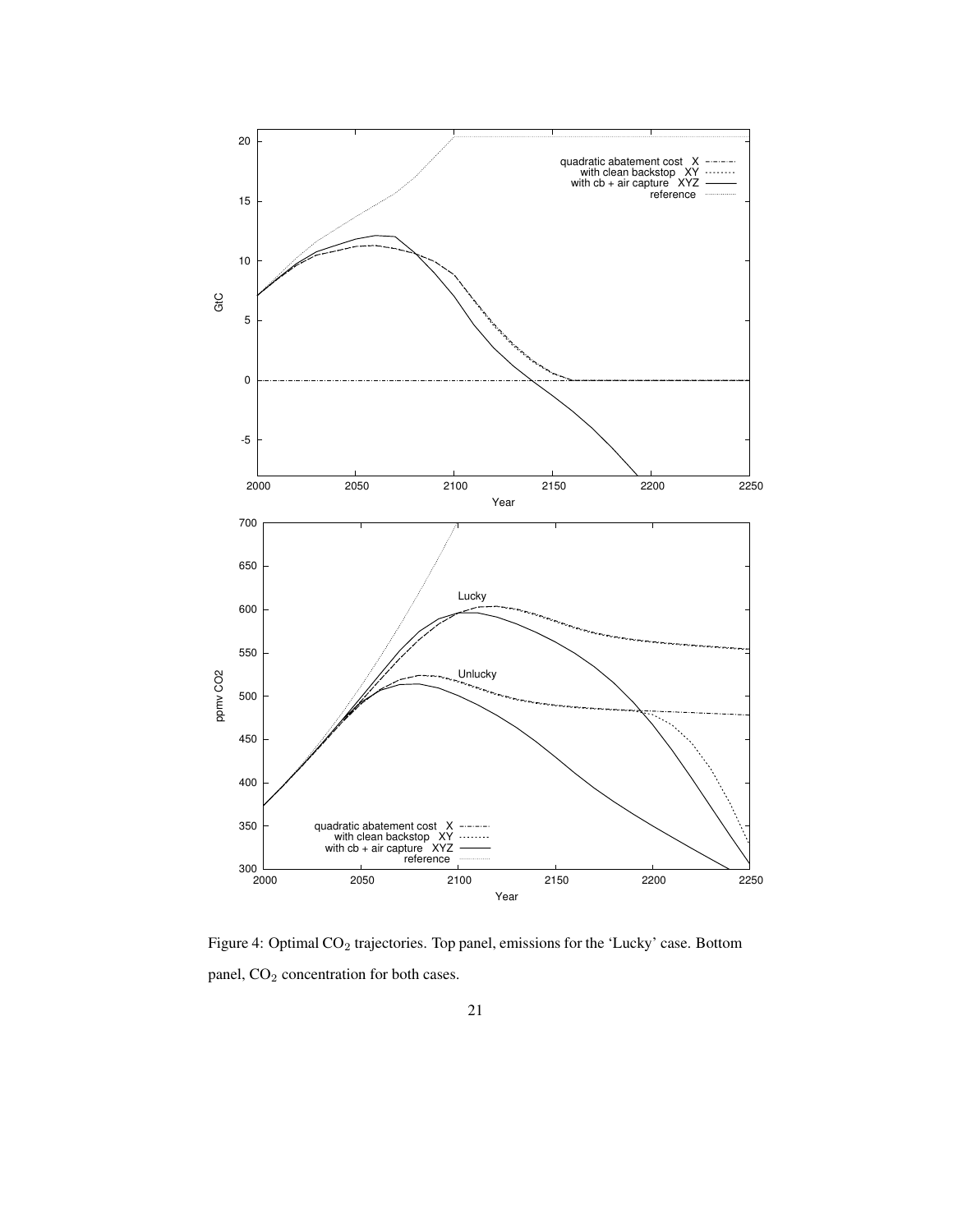Figure 4: Optimal $CO_2$ trajectories. Top panel, emissions for the 'Lucky' case. Bottom panel, $CO_2$ concentration for both cases.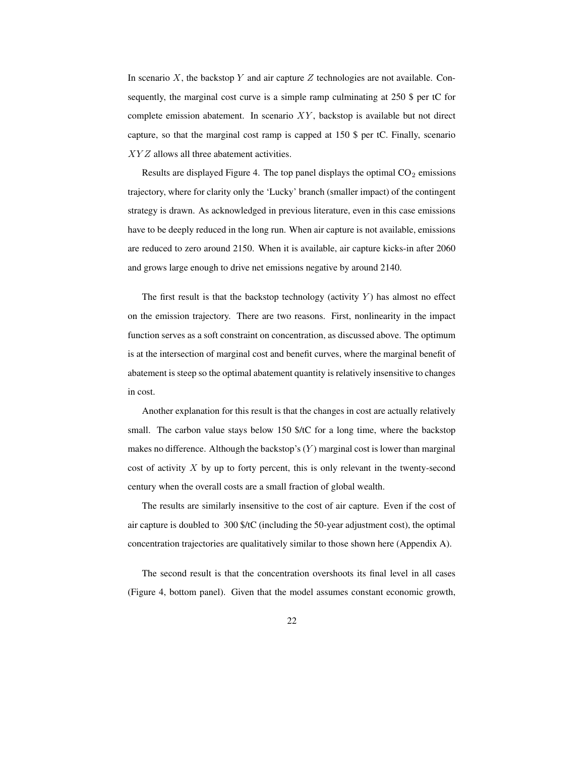In scenario $X$, the backstop $Y$ and air capture $Z$ technologies are not available. Consequently, the marginal cost curve is a simple ramp culminating at 250 $ per tC for complete emission abatement. In scenario $XY$, backstop is available but not direct capture, so that the marginal cost ramp is capped at 150 $ per tC. Finally, scenario $XYZ$ allows all three abatement activities.

Results are displayed Figure 4. The top panel displays the optimal $CO_2$ emissions trajectory, where for clarity only the 'Lucky' branch (smaller impact) of the contingent strategy is drawn. As acknowledged in previous literature, even in this case emissions have to be deeply reduced in the long run. When air capture is not available, emissions are reduced to zero around 2150. When it is available, air capture kicks-in after 2060 and grows large enough to drive net emissions negative by around 2140.

The first result is that the backstop technology (activity $Y$) has almost no effect on the emission trajectory. There are two reasons. First, nonlinearity in the impact function serves as a soft constraint on concentration, as discussed above. The optimum is at the intersection of marginal cost and benefit curves, where the marginal benefit of abatement is steep so the optimal abatement quantity is relatively insensitive to changes in cost.

Another explanation for this result is that the changes in cost are actually relatively small. The carbon value stays below 150 $/tC for a long time, where the backstop makes no difference. Although the backstop's ($Y$) marginal cost is lower than marginal cost of activity $X$ by up to forty percent, this is only relevant in the twenty-second century when the overall costs are a small fraction of global wealth.

The results are similarly insensitive to the cost of air capture. Even if the cost of air capture is doubled to 300 $/tC (including the 50-year adjustment cost), the optimal concentration trajectories are qualitatively similar to those shown here (Appendix A).

The second result is that the concentration overshoots its final level in all cases (Figure 4, bottom panel). Given that the model assumes constant economic growth,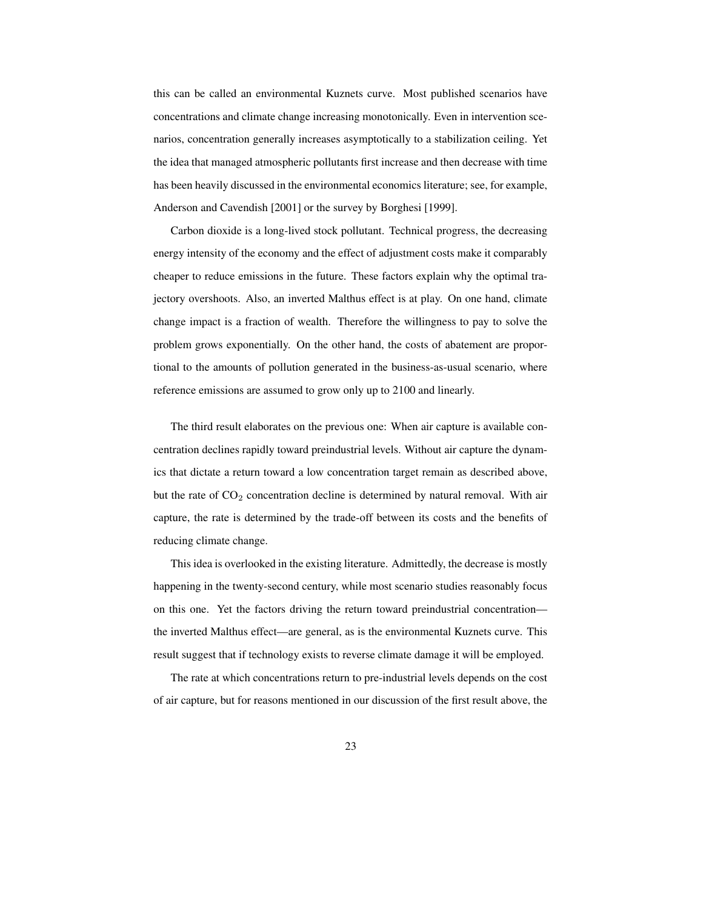this can be called an environmental Kuznets curve. Most published scenarios have concentrations and climate change increasing monotonically. Even in intervention scenarios, concentration generally increases asymptotically to a stabilization ceiling. Yet the idea that managed atmospheric pollutants first increase and then decrease with time has been heavily discussed in the environmental economics literature; see, for example, Anderson and Cavendish [2001] or the survey by Borghesi [1999].

Carbon dioxide is a long-lived stock pollutant. Technical progress, the decreasing energy intensity of the economy and the effect of adjustment costs make it comparably cheaper to reduce emissions in the future. These factors explain why the optimal trajectory overshoots. Also, an inverted Malthus effect is at play. On one hand, climate change impact is a fraction of wealth. Therefore the willingness to pay to solve the problem grows exponentially. On the other hand, the costs of abatement are proportional to the amounts of pollution generated in the business-as-usual scenario, where reference emissions are assumed to grow only up to 2100 and linearly.

The third result elaborates on the previous one: When air capture is available concentration declines rapidly toward preindustrial levels. Without air capture the dynamics that dictate a return toward a low concentration target remain as described above, but the rate of $CO_2$ concentration decline is determined by natural removal. With air capture, the rate is determined by the trade-off between its costs and the benefits of reducing climate change.

This idea is overlooked in the existing literature. Admittedly, the decrease is mostly happening in the twenty-second century, while most scenario studies reasonably focus on this one. Yet the factors driving the return toward preindustrial concentration—the inverted Malthus effect—are general, as is the environmental Kuznets curve. This result suggest that if technology exists to reverse climate damage it will be employed.

The rate at which concentrations return to pre-industrial levels depends on the cost of air capture, but for reasons mentioned in our discussion of the first result above, the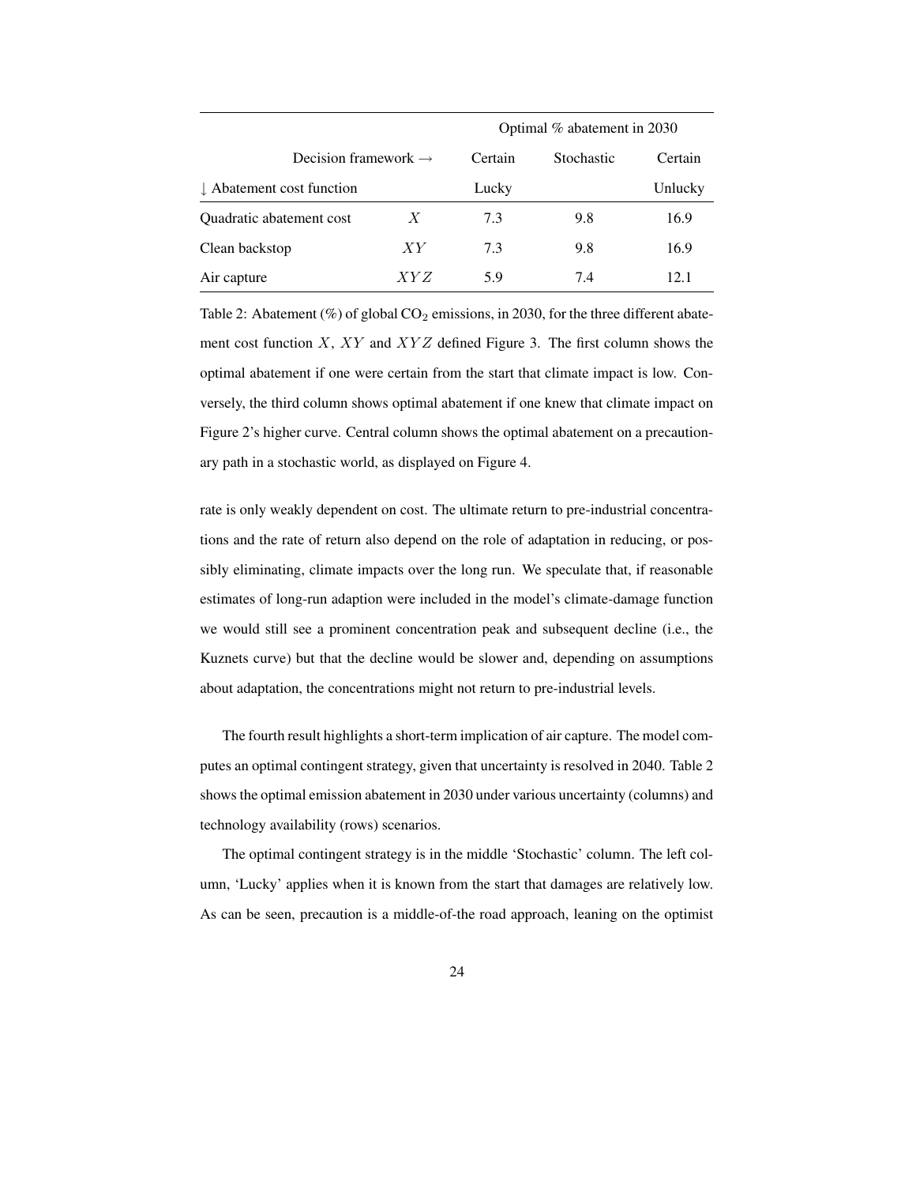| | | Optimal % abatement in 2030 | | |
|---|---|---|---|---|
| Decision framework → | | Certain | Stochastic | Certain |
| ↓ Abatement cost function | | Lucky | | Unlucky |
| Quadratic abatement cost | $X$ | 7.3 | 9.8 | 16.9 |
| Clean backstop | $XY$ | 7.3 | 9.8 | 16.9 |
| Air capture | $XYZ$ | 5.9 | 7.4 | 12.1 |

Table 2: Abatement (%) of global $CO_2$ emissions, in 2030, for the three different abatement cost function $X$, $XY$ and $XYZ$ defined Figure 3. The first column shows the optimal abatement if one were certain from the start that climate impact is low. Conversely, the third column shows optimal abatement if one knew that climate impact on Figure 2's higher curve. Central column shows the optimal abatement on a precautionary path in a stochastic world, as displayed on Figure 4.

rate is only weakly dependent on cost. The ultimate return to pre-industrial concentrations and the rate of return also depend on the role of adaptation in reducing, or possibly eliminating, climate impacts over the long run. We speculate that, if reasonable estimates of long-run adaption were included in the model's climate-damage function we would still see a prominent concentration peak and subsequent decline (i.e., the Kuznets curve) but that the decline would be slower and, depending on assumptions about adaptation, the concentrations might not return to pre-industrial levels.

The fourth result highlights a short-term implication of air capture. The model computes an optimal contingent strategy, given that uncertainty is resolved in 2040. Table 2 shows the optimal emission abatement in 2030 under various uncertainty (columns) and technology availability (rows) scenarios.

The optimal contingent strategy is in the middle 'Stochastic' column. The left column, 'Lucky' applies when it is known from the start that damages are relatively low. As can be seen, precaution is a middle-of-the road approach, leaning on the optimist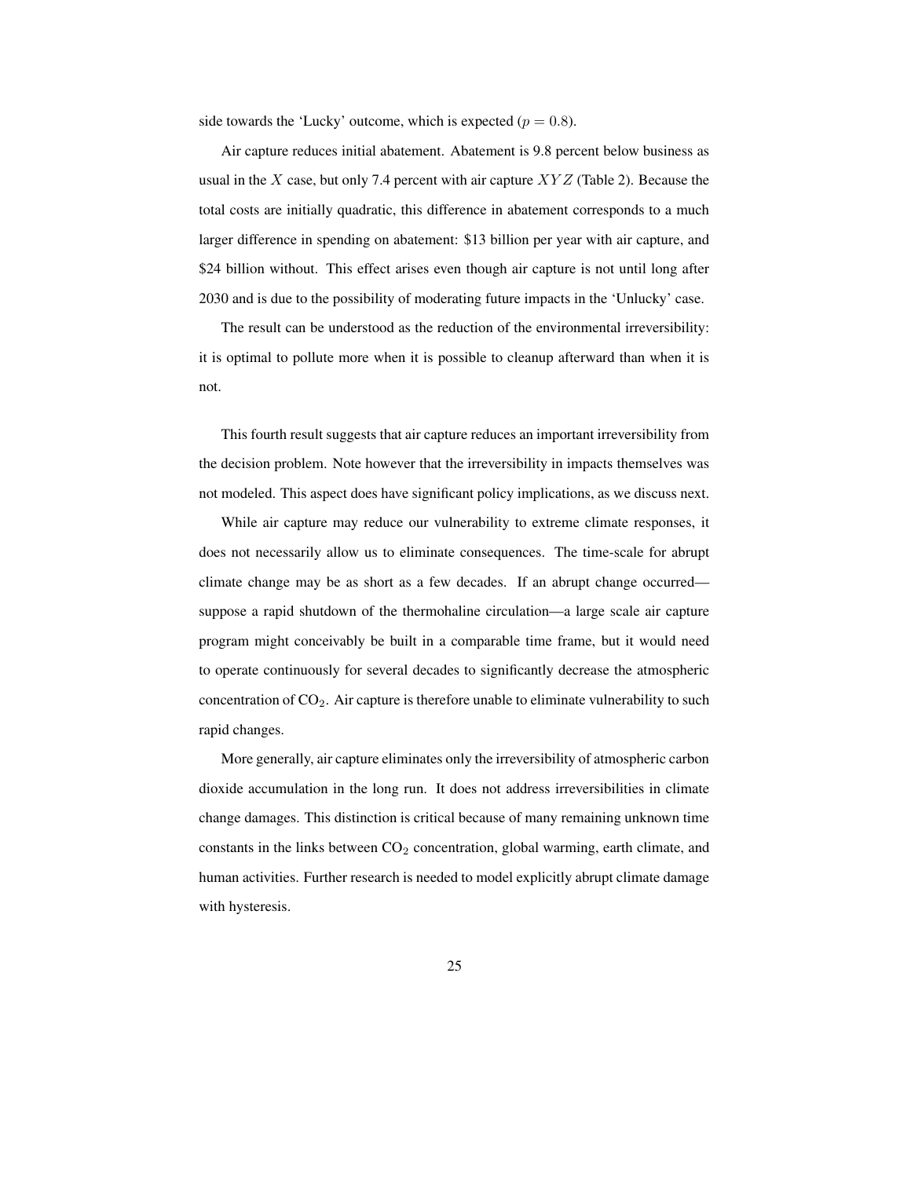side towards the 'Lucky' outcome, which is expected ($p = 0.8$).

Air capture reduces initial abatement. Abatement is 9.8 percent below business as usual in the $X$ case, but only 7.4 percent with air capture $XYZ$ (Table 2). Because the total costs are initially quadratic, this difference in abatement corresponds to a much larger difference in spending on abatement: \$13 billion per year with air capture, and \$24 billion without. This effect arises even though air capture is not until long after 2030 and is due to the possibility of moderating future impacts in the 'Unlucky' case.

The result can be understood as the reduction of the environmental irreversibility: it is optimal to pollute more when it is possible to cleanup afterward than when it is not.

This fourth result suggests that air capture reduces an important irreversibility from the decision problem. Note however that the irreversibility in impacts themselves was not modeled. This aspect does have significant policy implications, as we discuss next.

While air capture may reduce our vulnerability to extreme climate responses, it does not necessarily allow us to eliminate consequences. The time-scale for abrupt climate change may be as short as a few decades. If an abrupt change occurred—suppose a rapid shutdown of the thermohaline circulation—a large scale air capture program might conceivably be built in a comparable time frame, but it would need to operate continuously for several decades to significantly decrease the atmospheric concentration of $CO_2$. Air capture is therefore unable to eliminate vulnerability to such rapid changes.

More generally, air capture eliminates only the irreversibility of atmospheric carbon dioxide accumulation in the long run. It does not address irreversibilities in climate change damages. This distinction is critical because of many remaining unknown time constants in the links between $CO_2$ concentration, global warming, earth climate, and human activities. Further research is needed to model explicitly abrupt climate damage with hysteresis.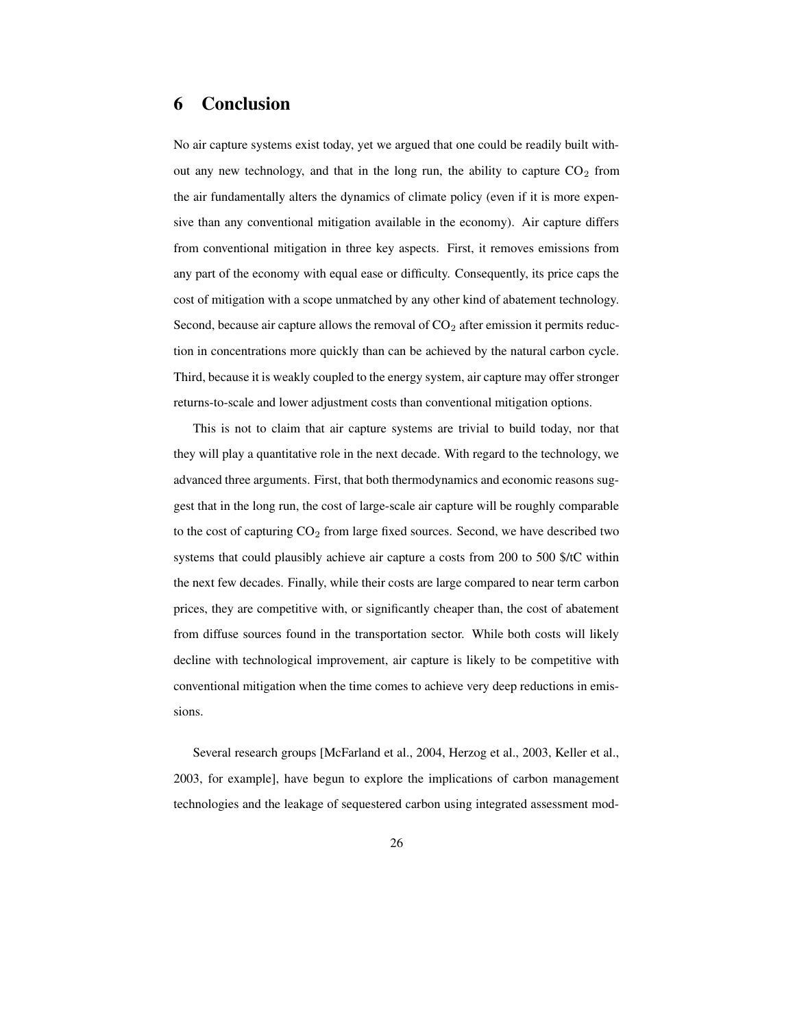# 6 Conclusion

No air capture systems exist today, yet we argued that one could be readily built without any new technology, and that in the long run, the ability to capture $CO_2$ from the air fundamentally alters the dynamics of climate policy (even if it is more expensive than any conventional mitigation available in the economy). Air capture differs from conventional mitigation in three key aspects. First, it removes emissions from any part of the economy with equal ease or difficulty. Consequently, its price caps the cost of mitigation with a scope unmatched by any other kind of abatement technology. Second, because air capture allows the removal of $CO_2$ after emission it permits reduction in concentrations more quickly than can be achieved by the natural carbon cycle. Third, because it is weakly coupled to the energy system, air capture may offer stronger returns-to-scale and lower adjustment costs than conventional mitigation options.

This is not to claim that air capture systems are trivial to build today, nor that they will play a quantitative role in the next decade. With regard to the technology, we advanced three arguments. First, that both thermodynamics and economic reasons suggest that in the long run, the cost of large-scale air capture will be roughly comparable to the cost of capturing $CO_2$ from large fixed sources. Second, we have described two systems that could plausibly achieve air capture a costs from 200 to 500 $/tC within the next few decades. Finally, while their costs are large compared to near term carbon prices, they are competitive with, or significantly cheaper than, the cost of abatement from diffuse sources found in the transportation sector. While both costs will likely decline with technological improvement, air capture is likely to be competitive with conventional mitigation when the time comes to achieve very deep reductions in emissions.

Several research groups [McFarland et al., 2004, Herzog et al., 2003, Keller et al., 2003, for example], have begun to explore the implications of carbon management technologies and the leakage of sequestered carbon using integrated assessment mod-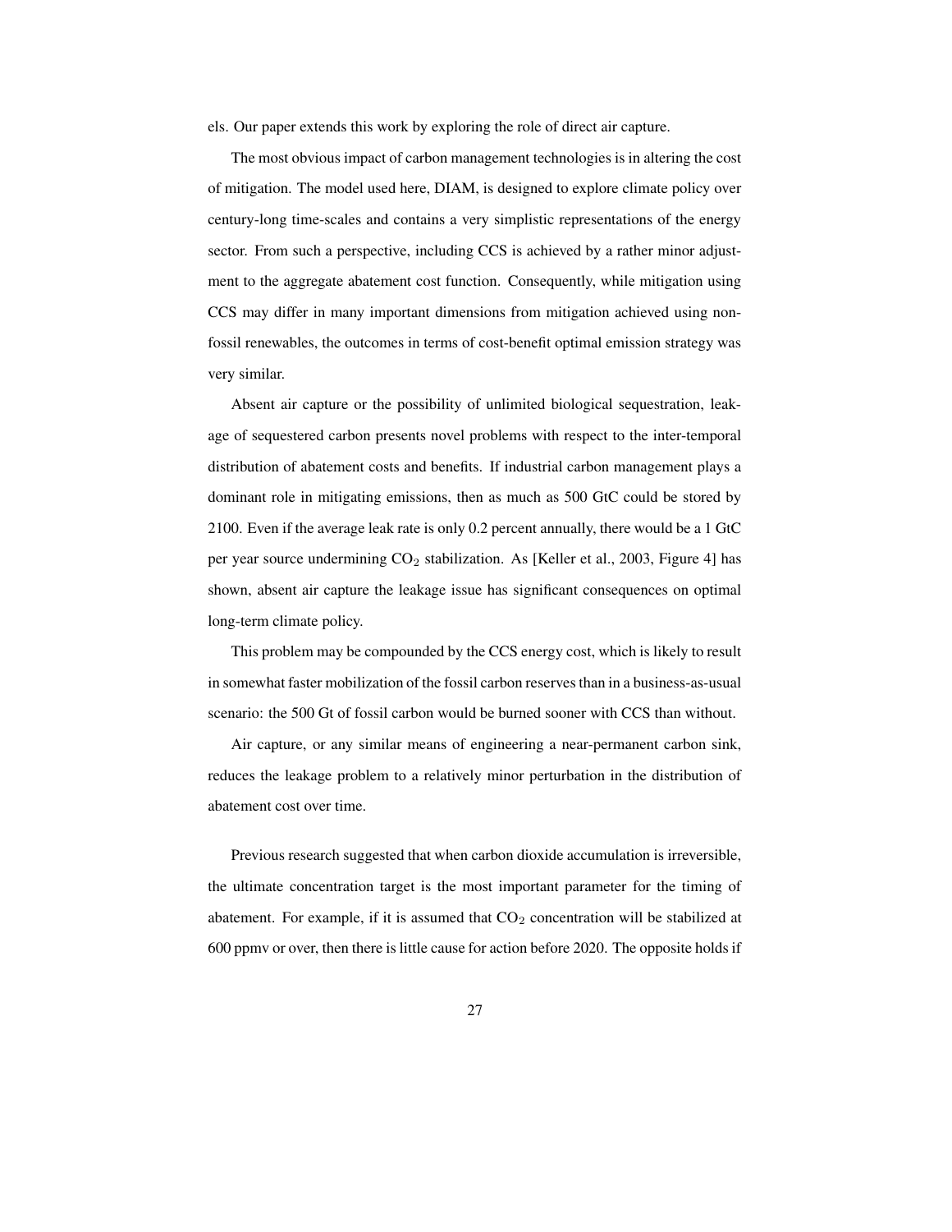els. Our paper extends this work by exploring the role of direct air capture.

The most obvious impact of carbon management technologies is in altering the cost of mitigation. The model used here, DIAM, is designed to explore climate policy over century-long time-scales and contains a very simplistic representations of the energy sector. From such a perspective, including CCS is achieved by a rather minor adjustment to the aggregate abatement cost function. Consequently, while mitigation using CCS may differ in many important dimensions from mitigation achieved using non-fossil renewables, the outcomes in terms of cost-benefit optimal emission strategy was very similar.

Absent air capture or the possibility of unlimited biological sequestration, leakage of sequestered carbon presents novel problems with respect to the inter-temporal distribution of abatement costs and benefits. If industrial carbon management plays a dominant role in mitigating emissions, then as much as 500 GtC could be stored by 2100. Even if the average leak rate is only 0.2 percent annually, there would be a 1 GtC per year source undermining $CO_2$ stabilization. As [Keller et al., 2003, Figure 4] has shown, absent air capture the leakage issue has significant consequences on optimal long-term climate policy.

This problem may be compounded by the CCS energy cost, which is likely to result in somewhat faster mobilization of the fossil carbon reserves than in a business-as-usual scenario: the 500 Gt of fossil carbon would be burned sooner with CCS than without.

Air capture, or any similar means of engineering a near-permanent carbon sink, reduces the leakage problem to a relatively minor perturbation in the distribution of abatement cost over time.

Previous research suggested that when carbon dioxide accumulation is irreversible, the ultimate concentration target is the most important parameter for the timing of abatement. For example, if it is assumed that $CO_2$ concentration will be stabilized at 600 ppmv or over, then there is little cause for action before 2020. The opposite holds if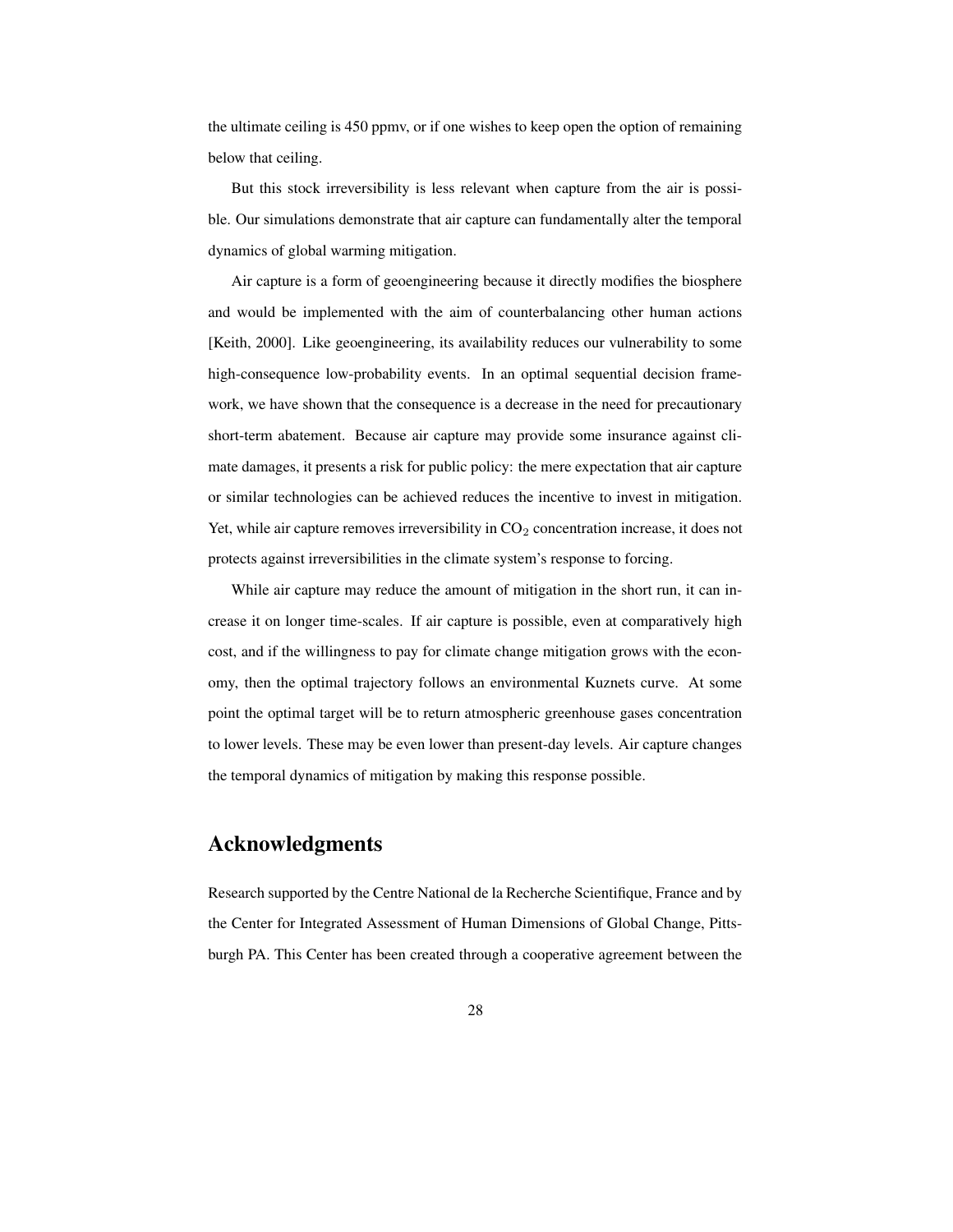the ultimate ceiling is 450 ppmv, or if one wishes to keep open the option of remaining below that ceiling.

But this stock irreversibility is less relevant when capture from the air is possible. Our simulations demonstrate that air capture can fundamentally alter the temporal dynamics of global warming mitigation.

Air capture is a form of geoengineering because it directly modifies the biosphere and would be implemented with the aim of counterbalancing other human actions [Keith, 2000]. Like geoengineering, its availability reduces our vulnerability to some high-consequence low-probability events. In an optimal sequential decision framework, we have shown that the consequence is a decrease in the need for precautionary short-term abatement. Because air capture may provide some insurance against climate damages, it presents a risk for public policy: the mere expectation that air capture or similar technologies can be achieved reduces the incentive to invest in mitigation. Yet, while air capture removes irreversibility in $CO_2$ concentration increase, it does not protects against irreversibilities in the climate system's response to forcing.

While air capture may reduce the amount of mitigation in the short run, it can increase it on longer time-scales. If air capture is possible, even at comparatively high cost, and if the willingness to pay for climate change mitigation grows with the economy, then the optimal trajectory follows an environmental Kuznets curve. At some point the optimal target will be to return atmospheric greenhouse gases concentration to lower levels. These may be even lower than present-day levels. Air capture changes the temporal dynamics of mitigation by making this response possible.

## Acknowledgments

Research supported by the Centre National de la Recherche Scientifique, France and by the Center for Integrated Assessment of Human Dimensions of Global Change, Pittsburgh PA. This Center has been created through a cooperative agreement between the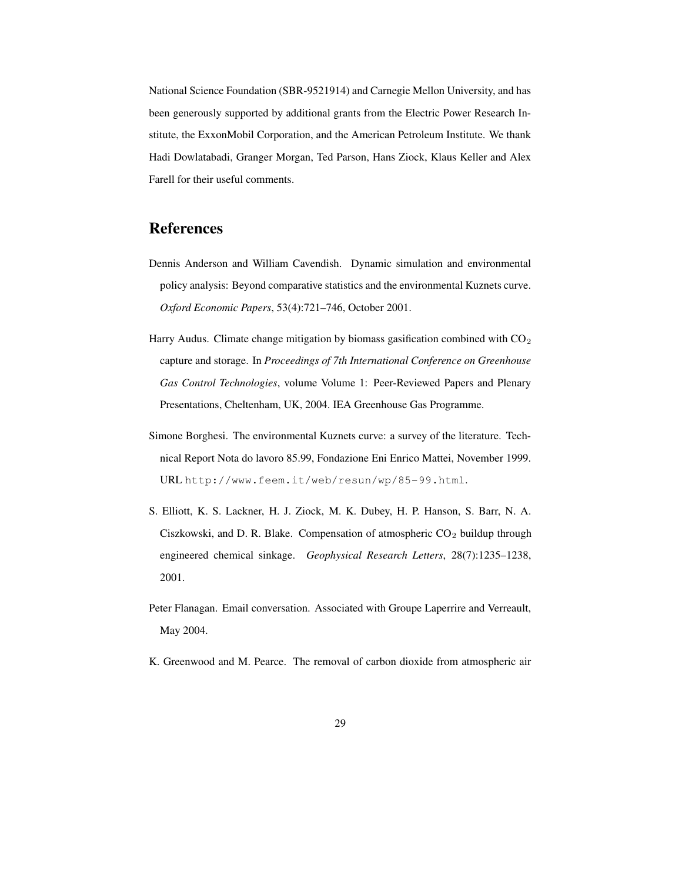National Science Foundation (SBR-9521914) and Carnegie Mellon University, and has been generously supported by additional grants from the Electric Power Research Institute, the ExxonMobil Corporation, and the American Petroleum Institute. We thank Hadi Dowlatabadi, Granger Morgan, Ted Parson, Hans Ziock, Klaus Keller and Alex Farell for their useful comments.

## References

Dennis Anderson and William Cavendish. Dynamic simulation and environmental policy analysis: Beyond comparative statistics and the environmental Kuznets curve. *Oxford Economic Papers*, 53(4):721–746, October 2001.

Harry Audus. Climate change mitigation by biomass gasification combined with $CO_2$ capture and storage. In *Proceedings of 7th International Conference on Greenhouse Gas Control Technologies*, volume Volume 1: Peer-Reviewed Papers and Plenary Presentations, Cheltenham, UK, 2004. IEA Greenhouse Gas Programme.

Simone Borghesi. The environmental Kuznets curve: a survey of the literature. Technical Report Nota do lavoro 85.99, Fondazione Eni Enrico Mattei, November 1999. URL http://www.feem.it/web/resun/wp/85-99.html.

S. Elliott, K. S. Lackner, H. J. Ziock, M. K. Dubey, H. P. Hanson, S. Barr, N. A. Ciszkowski, and D. R. Blake. Compensation of atmospheric $CO_2$ buildup through engineered chemical sinkage. *Geophysical Research Letters*, 28(7):1235–1238, 2001.

Peter Flanagan. Email conversation. Associated with Groupe Laperrire and Verreault, May 2004.

K. Greenwood and M. Pearce. The removal of carbon dioxide from atmospheric air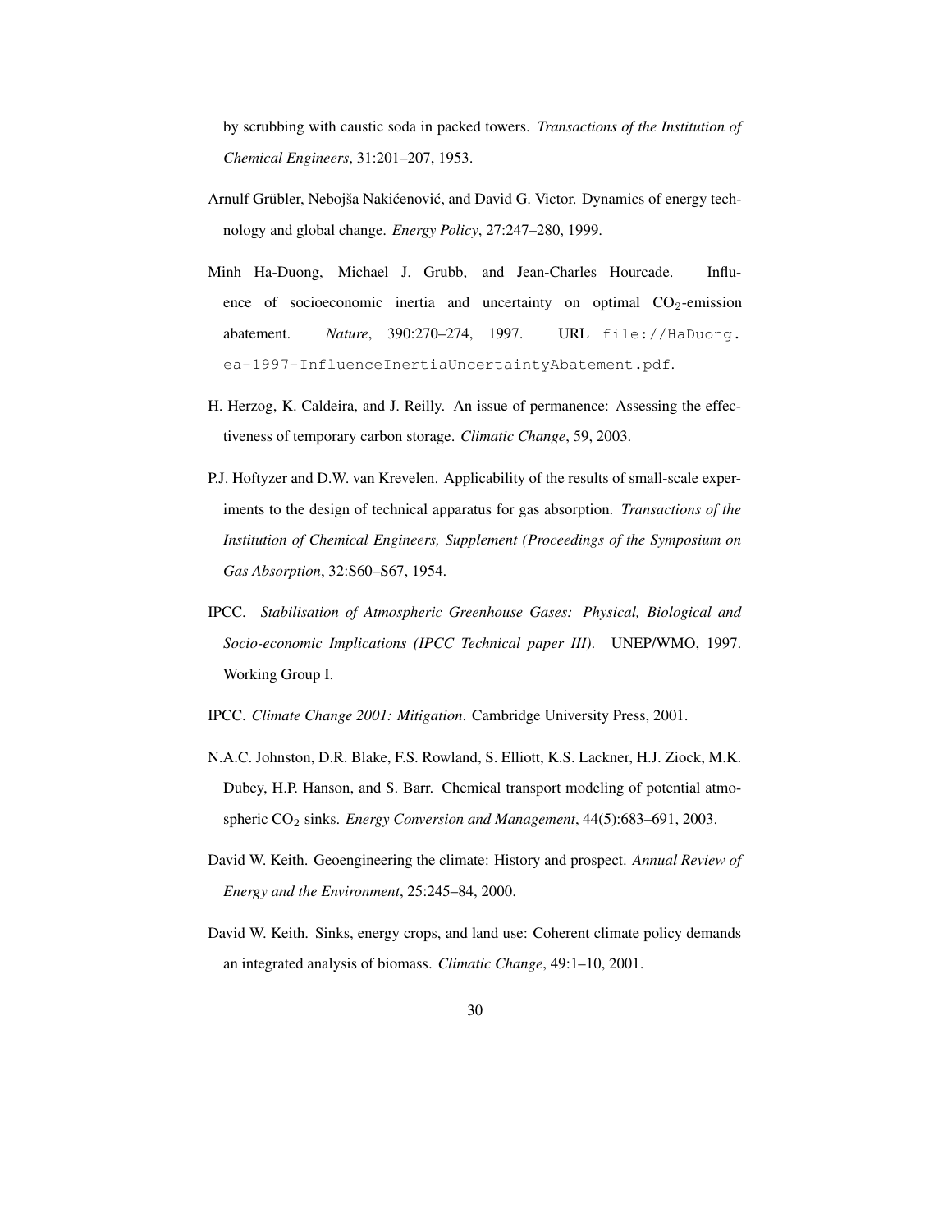by scrubbing with caustic soda in packed towers. *Transactions of the Institution of Chemical Engineers*, 31:201–207, 1953.

Arnulf Grübler, Nebojša Nakićenović, and David G. Victor. Dynamics of energy technology and global change. *Energy Policy*, 27:247–280, 1999.

Minh Ha-Duong, Michael J. Grubb, and Jean-Charles Hourcade. Influence of socioeconomic inertia and uncertainty on optimal $CO_2$-emission abatement. *Nature*, 390:270–274, 1997. URL `file://HaDuong.ea-1997-InfluenceInertiaUncertaintyAbatement.pdf`.

H. Herzog, K. Caldeira, and J. Reilly. An issue of permanence: Assessing the effectiveness of temporary carbon storage. *Climatic Change*, 59, 2003.

P.J. Hoftyzer and D.W. van Krevelen. Applicability of the results of small-scale experiments to the design of technical apparatus for gas absorption. *Transactions of the Institution of Chemical Engineers, Supplement (Proceedings of the Symposium on Gas Absorption*, 32:S60–S67, 1954.

IPCC. *Stabilisation of Atmospheric Greenhouse Gases: Physical, Biological and Socio-economic Implications (IPCC Technical paper III)*. UNEP/WMO, 1997. Working Group I.

IPCC. *Climate Change 2001: Mitigation*. Cambridge University Press, 2001.

N.A.C. Johnston, D.R. Blake, F.S. Rowland, S. Elliott, K.S. Lackner, H.J. Ziock, M.K. Dubey, H.P. Hanson, and S. Barr. Chemical transport modeling of potential atmospheric $CO_2$ sinks. *Energy Conversion and Management*, 44(5):683–691, 2003.

David W. Keith. Geoengineering the climate: History and prospect. *Annual Review of Energy and the Environment*, 25:245–84, 2000.

David W. Keith. Sinks, energy crops, and land use: Coherent climate policy demands an integrated analysis of biomass. *Climatic Change*, 49:1–10, 2001.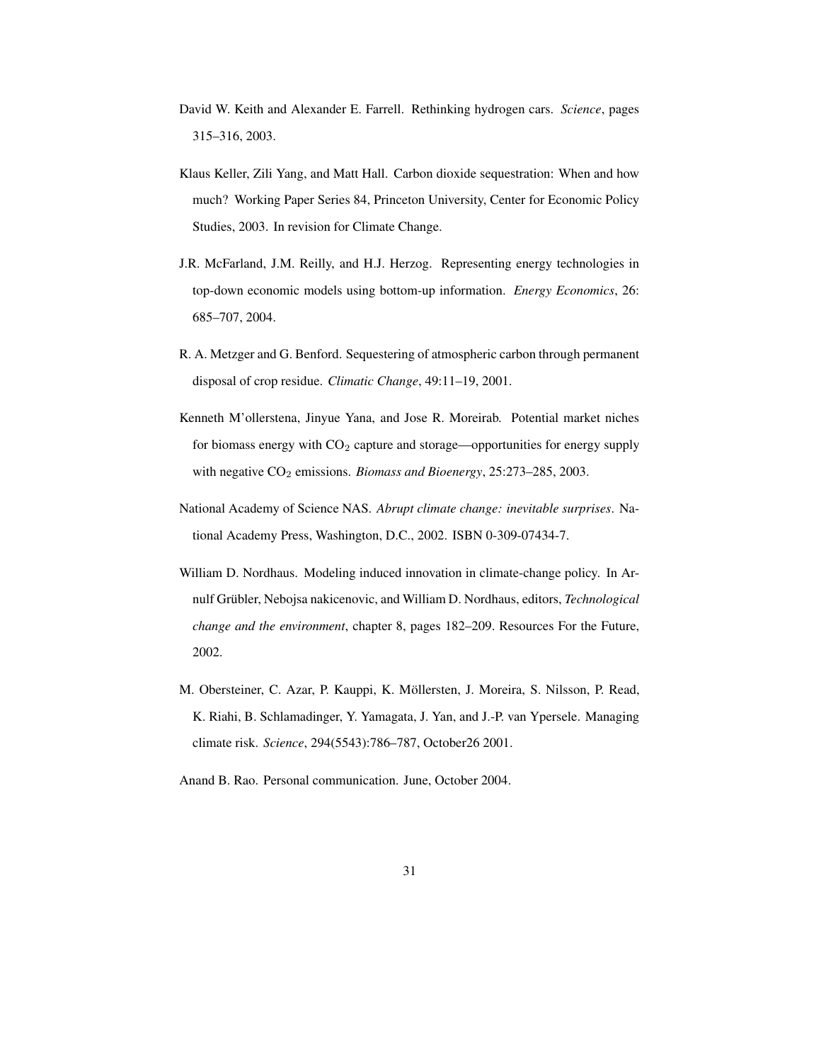David W. Keith and Alexander E. Farrell. Rethinking hydrogen cars. *Science*, pages 315–316, 2003.

Klaus Keller, Zili Yang, and Matt Hall. Carbon dioxide sequestration: When and how much? Working Paper Series 84, Princeton University, Center for Economic Policy Studies, 2003. In revision for Climate Change.

J.R. McFarland, J.M. Reilly, and H.J. Herzog. Representing energy technologies in top-down economic models using bottom-up information. *Energy Economics*, 26: 685–707, 2004.

R. A. Metzger and G. Benford. Sequestering of atmospheric carbon through permanent disposal of crop residue. *Climatic Change*, 49:11–19, 2001.

Kenneth M'ollerstena, Jinyue Yana, and Jose R. Moreirab. Potential market niches for biomass energy with $CO_2$ capture and storage—opportunities for energy supply with negative $CO_2$ emissions. *Biomass and Bioenergy*, 25:273–285, 2003.

National Academy of Science NAS. *Abrupt climate change: inevitable surprises*. National Academy Press, Washington, D.C., 2002. ISBN 0-309-07434-7.

William D. Nordhaus. Modeling induced innovation in climate-change policy. In Arnulf Grübler, Nebojsa nakicenovic, and William D. Nordhaus, editors, *Technological change and the environment*, chapter 8, pages 182–209. Resources For the Future, 2002.

M. Obersteiner, C. Azar, P. Kauppi, K. Möllersten, J. Moreira, S. Nilsson, P. Read, K. Riahi, B. Schlamadinger, Y. Yamagata, J. Yan, and J.-P. van Ypersele. Managing climate risk. *Science*, 294(5543):786–787, October26 2001.

Anand B. Rao. Personal communication. June, October 2004.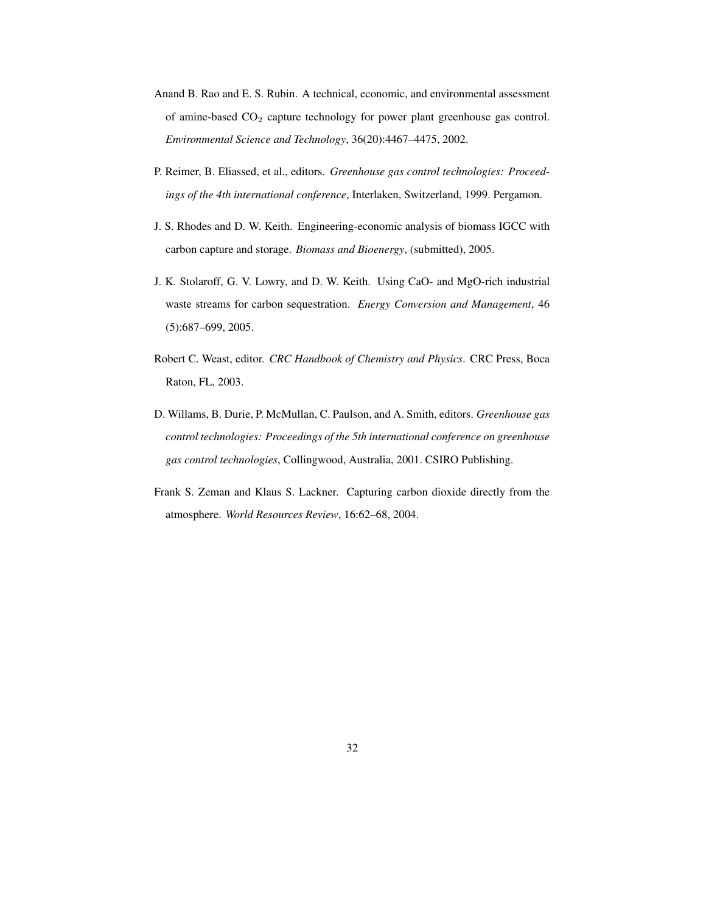Anand B. Rao and E. S. Rubin. A technical, economic, and environmental assessment of amine-based $CO_2$ capture technology for power plant greenhouse gas control. *Environmental Science and Technology*, 36(20):4467–4475, 2002.

P. Reimer, B. Eliassed, et al., editors. *Greenhouse gas control technologies: Proceedings of the 4th international conference*, Interlaken, Switzerland, 1999. Pergamon.

J. S. Rhodes and D. W. Keith. Engineering-economic analysis of biomass IGCC with carbon capture and storage. *Biomass and Bioenergy*, (submitted), 2005.

J. K. Stolaroff, G. V. Lowry, and D. W. Keith. Using CaO- and MgO-rich industrial waste streams for carbon sequestration. *Energy Conversion and Management*, 46 (5):687–699, 2005.

Robert C. Weast, editor. *CRC Handbook of Chemistry and Physics*. CRC Press, Boca Raton, FL, 2003.

D. Willams, B. Durie, P. McMullan, C. Paulson, and A. Smith, editors. *Greenhouse gas control technologies: Proceedings of the 5th international conference on greenhouse gas control technologies*, Collingwood, Australia, 2001. CSIRO Publishing.

Frank S. Zeman and Klaus S. Lackner. Capturing carbon dioxide directly from the atmosphere. *World Resources Review*, 16:62–68, 2004.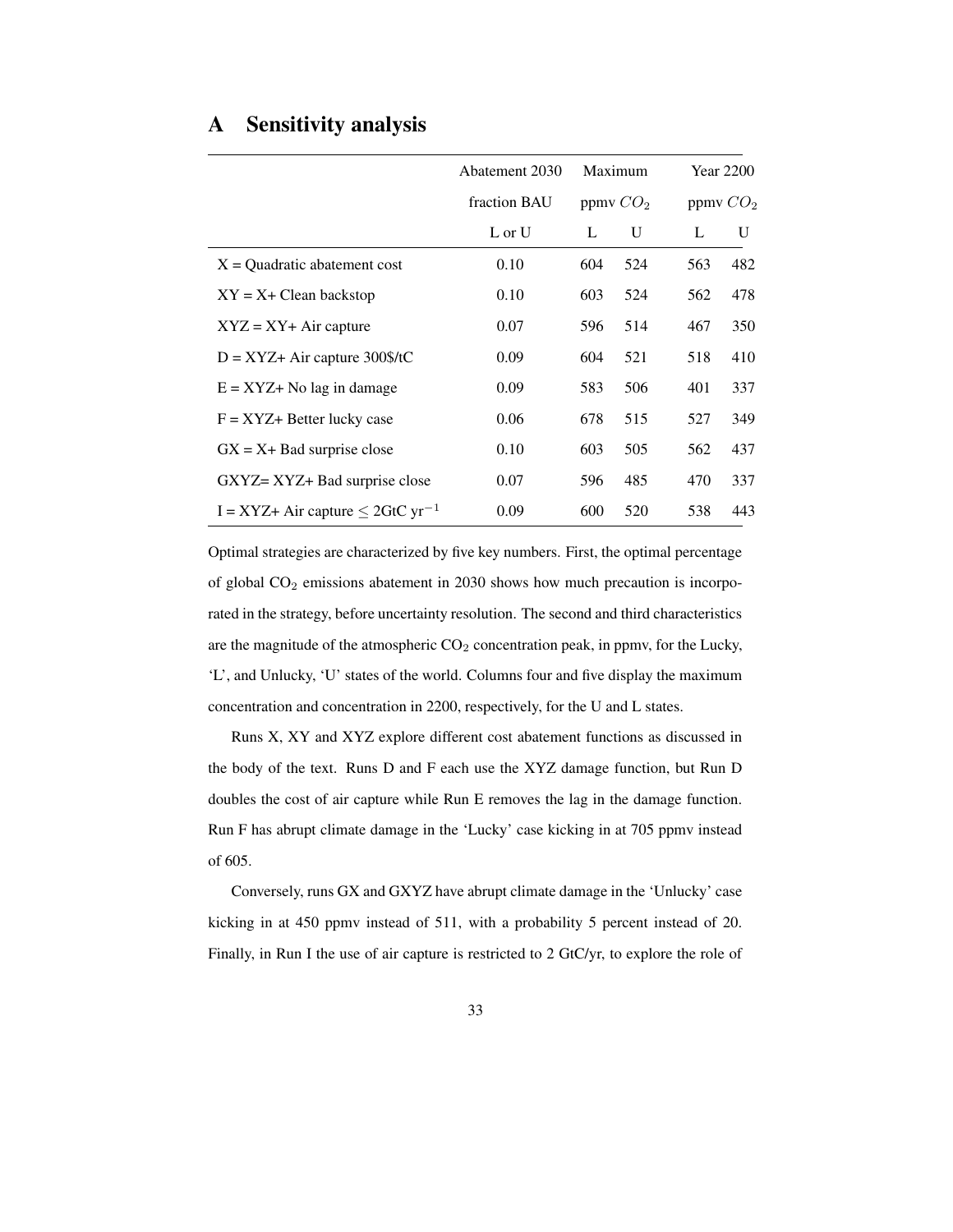# A Sensitivity analysis

| | Abatement 2030 fraction BAU | Maximum ppmv $CO_2$ | | Year 2200 ppmv $CO_2$ | |
|---|---|---|---|---|---|
| | L or U | L | U | L | U |
| X = Quadratic abatement cost | 0.10 | 604 | 524 | 563 | 482 |
| XY = X+ Clean backstop | 0.10 | 603 | 524 | 562 | 478 |
| XYZ = XY+ Air capture | 0.07 | 596 | 514 | 467 | 350 |
| D = XYZ+ Air capture 300$/tC | 0.09 | 604 | 521 | 518 | 410 |
| E = XYZ+ No lag in damage | 0.09 | 583 | 506 | 401 | 337 |
| F = XYZ+ Better lucky case | 0.06 | 678 | 515 | 527 | 349 |
| GX = X+ Bad surprise close | 0.10 | 603 | 505 | 562 | 437 |
| GXYZ= XYZ+ Bad surprise close | 0.07 | 596 | 485 | 470 | 337 |
| I = XYZ+ Air capture $\leq$ 2GtC yr$^{-1}$ | 0.09 | 600 | 520 | 538 | 443 |

Optimal strategies are characterized by five key numbers. First, the optimal percentage of global $CO_2$ emissions abatement in 2030 shows how much precaution is incorporated in the strategy, before uncertainty resolution. The second and third characteristics are the magnitude of the atmospheric $CO_2$ concentration peak, in ppmv, for the Lucky, 'L', and Unlucky, 'U' states of the world. Columns four and five display the maximum concentration and concentration in 2200, respectively, for the U and L states.

Runs X, XY and XYZ explore different cost abatement functions as discussed in the body of the text. Runs D and F each use the XYZ damage function, but Run D doubles the cost of air capture while Run E removes the lag in the damage function. Run F has abrupt climate damage in the 'Lucky' case kicking in at 705 ppmv instead of 605.

Conversely, runs GX and GXYZ have abrupt climate damage in the 'Unlucky' case kicking in at 450 ppmv instead of 511, with a probability 5 percent instead of 20. Finally, in Run I the use of air capture is restricted to 2 GtC/yr, to explore the role of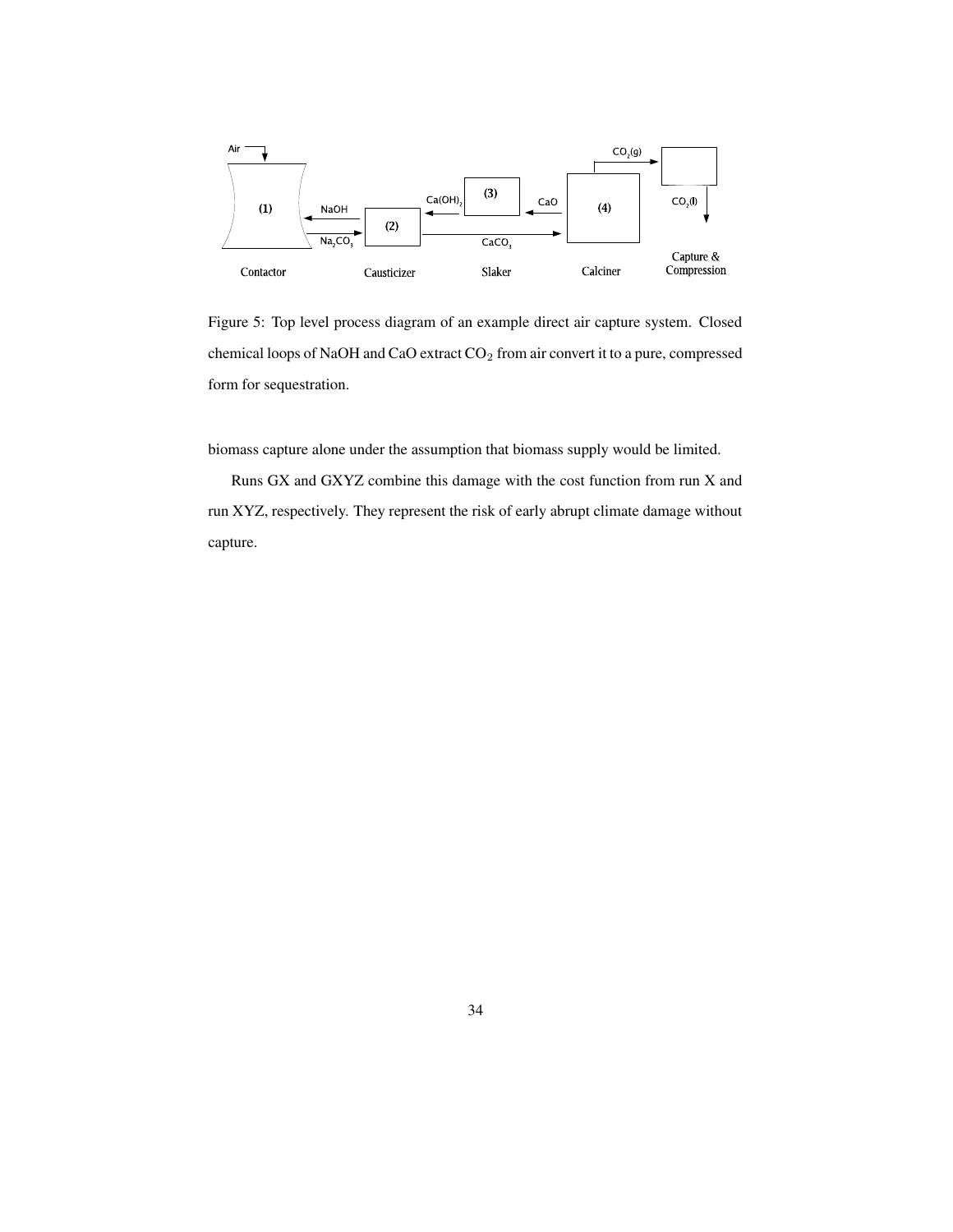Figure 5: Top level process diagram of an example direct air capture system. Closed chemical loops of NaOH and CaO extract $CO_2$ from air convert it to a pure, compressed form for sequestration.

biomass capture alone under the assumption that biomass supply would be limited.

Runs GX and GXYZ combine this damage with the cost function from run X and run XYZ, respectively. They represent the risk of early abrupt climate damage without capture.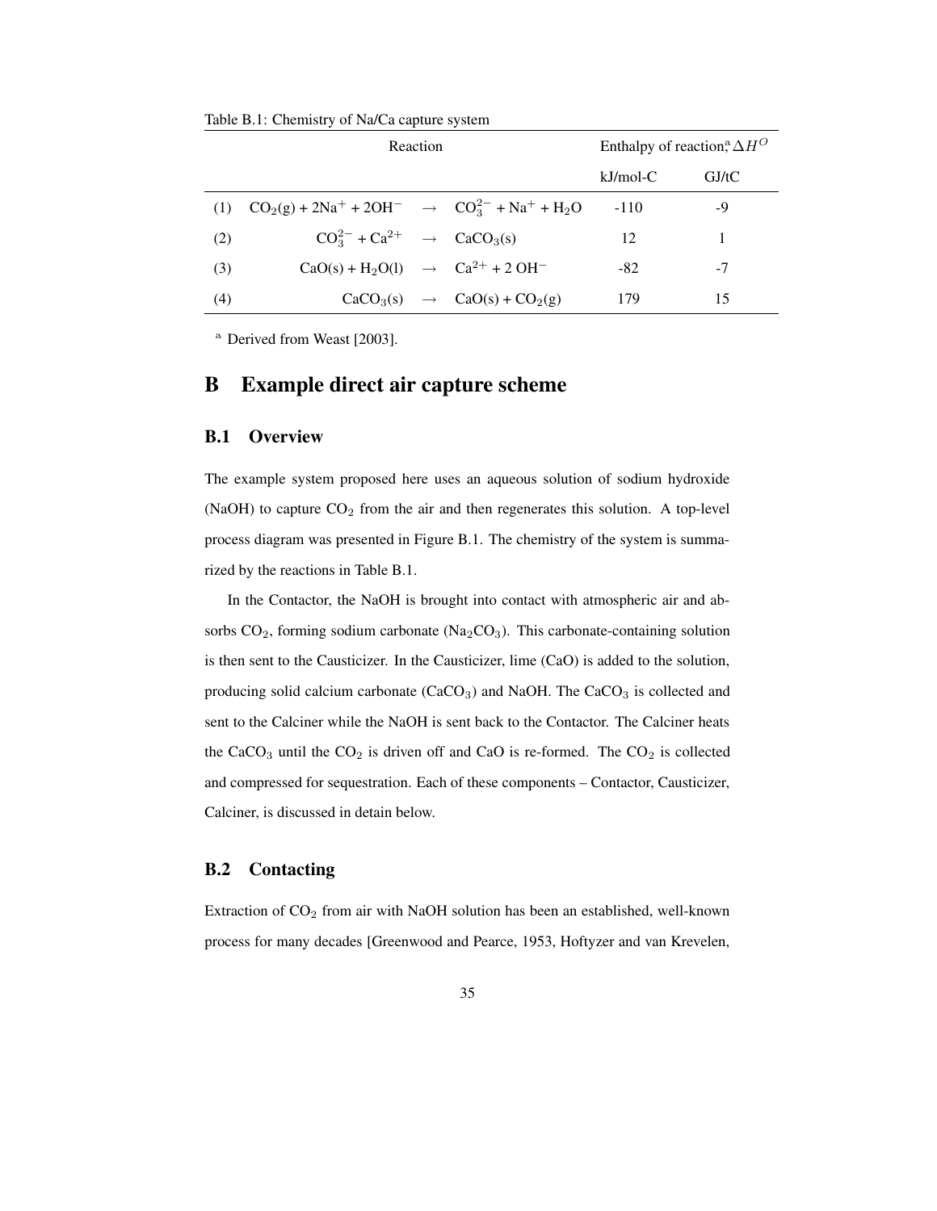Table B.1: Chemistry of Na/Ca capture system

| | Reaction | Enthalpy of reaction,[a] $\Delta H^O$ | |
|---|---|---|---|
| | | kJ/mol-C | GJ/tC |
| (1) | $CO_2(g) + 2Na^+ + 2OH^- \rightarrow CO_3^{2-} + Na^+ + H_2O$ | -110 | -9 |
| (2) | $CO_3^{2-} + Ca^{2+} \rightarrow CaCO_3(s)$ | 12 | 1 |
| (3) | $CaO(s) + H_2O(l) \rightarrow Ca^{2+} + 2\ OH^-$ | -82 | -7 |
| (4) | $CaCO_3(s) \rightarrow CaO(s) + CO_2(g)$ | 179 | 15 |

[a] Derived from Weast [2003].

# B Example direct air capture scheme

## B.1 Overview

The example system proposed here uses an aqueous solution of sodium hydroxide (NaOH) to capture $CO_2$ from the air and then regenerates this solution. A top-level process diagram was presented in Figure B.1. The chemistry of the system is summarized by the reactions in Table B.1.

In the Contactor, the NaOH is brought into contact with atmospheric air and absorbs $CO_2$, forming sodium carbonate ($Na_2CO_3$). This carbonate-containing solution is then sent to the Causticizer. In the Causticizer, lime (CaO) is added to the solution, producing solid calcium carbonate ($CaCO_3$) and NaOH. The $CaCO_3$ is collected and sent to the Calciner while the NaOH is sent back to the Contactor. The Calciner heats the $CaCO_3$ until the $CO_2$ is driven off and CaO is re-formed. The $CO_2$ is collected and compressed for sequestration. Each of these components – Contactor, Causticizer, Calciner, is discussed in detain below.

## B.2 Contacting

Extraction of $CO_2$ from air with NaOH solution has been an established, well-known process for many decades [Greenwood and Pearce, 1953, Hoftyzer and van Krevelen,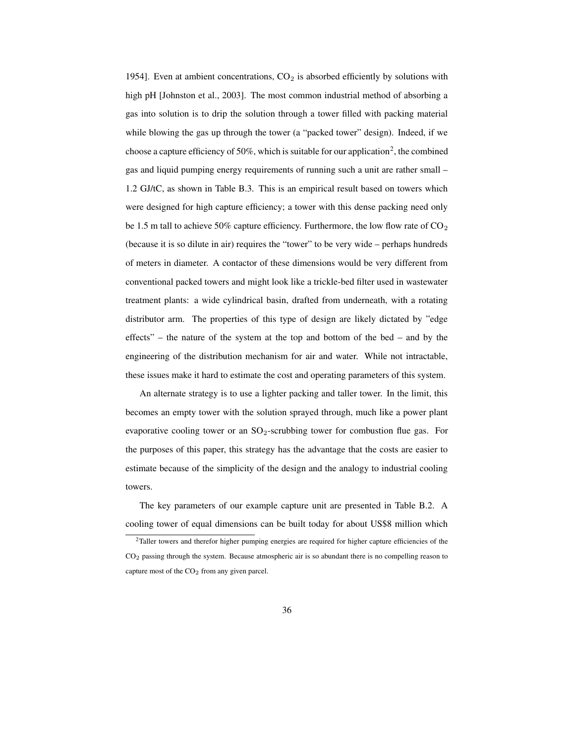1954]. Even at ambient concentrations, $CO_2$ is absorbed efficiently by solutions with high pH [Johnston et al., 2003]. The most common industrial method of absorbing a gas into solution is to drip the solution through a tower filled with packing material while blowing the gas up through the tower (a "packed tower" design). Indeed, if we choose a capture efficiency of 50%, which is suitable for our application[2], the combined gas and liquid pumping energy requirements of running such a unit are rather small – 1.2 GJ/tC, as shown in Table B.3. This is an empirical result based on towers which were designed for high capture efficiency; a tower with this dense packing need only be 1.5 m tall to achieve 50% capture efficiency. Furthermore, the low flow rate of $CO_2$ (because it is so dilute in air) requires the "tower" to be very wide – perhaps hundreds of meters in diameter. A contactor of these dimensions would be very different from conventional packed towers and might look like a trickle-bed filter used in wastewater treatment plants: a wide cylindrical basin, drafted from underneath, with a rotating distributor arm. The properties of this type of design are likely dictated by "edge effects" – the nature of the system at the top and bottom of the bed – and by the engineering of the distribution mechanism for air and water. While not intractable, these issues make it hard to estimate the cost and operating parameters of this system.

An alternate strategy is to use a lighter packing and taller tower. In the limit, this becomes an empty tower with the solution sprayed through, much like a power plant evaporative cooling tower or an $SO_2$-scrubbing tower for combustion flue gas. For the purposes of this paper, this strategy has the advantage that the costs are easier to estimate because of the simplicity of the design and the analogy to industrial cooling towers.

The key parameters of our example capture unit are presented in Table B.2. A cooling tower of equal dimensions can be built today for about US$8 million which

[2] Taller towers and therefor higher pumping energies are required for higher capture efficiencies of the $CO_2$ passing through the system. Because atmospheric air is so abundant there is no compelling reason to capture most of the $CO_2$ from any given parcel.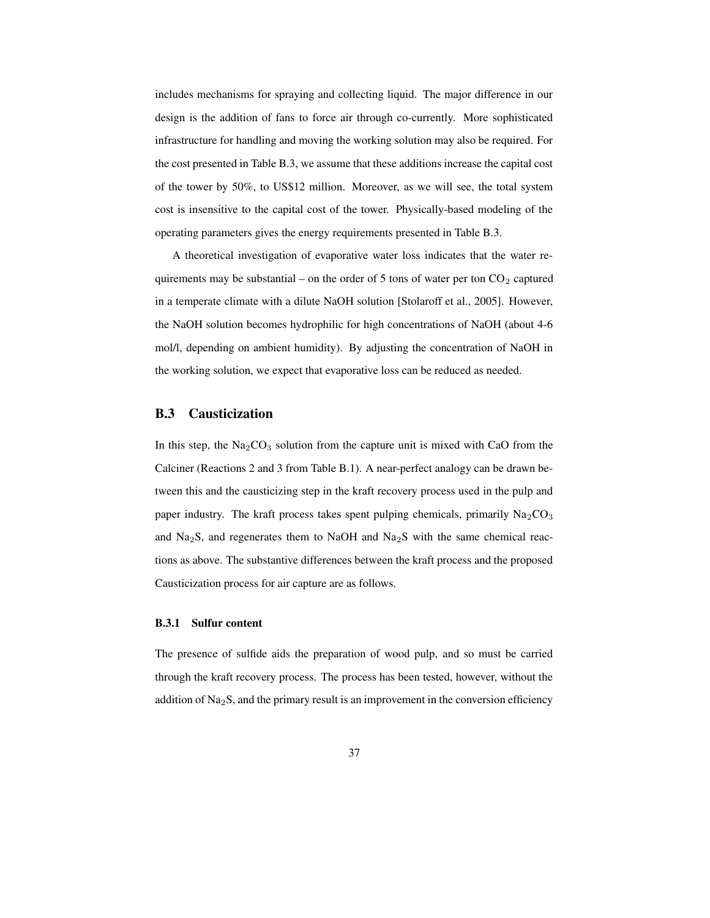includes mechanisms for spraying and collecting liquid. The major difference in our design is the addition of fans to force air through co-currently. More sophisticated infrastructure for handling and moving the working solution may also be required. For the cost presented in Table B.3, we assume that these additions increase the capital cost of the tower by 50%, to US$12 million. Moreover, as we will see, the total system cost is insensitive to the capital cost of the tower. Physically-based modeling of the operating parameters gives the energy requirements presented in Table B.3.

A theoretical investigation of evaporative water loss indicates that the water requirements may be substantial – on the order of 5 tons of water per ton $CO_2$ captured in a temperate climate with a dilute NaOH solution [Stolaroff et al., 2005]. However, the NaOH solution becomes hydrophilic for high concentrations of NaOH (about 4-6 mol/l, depending on ambient humidity). By adjusting the concentration of NaOH in the working solution, we expect that evaporative loss can be reduced as needed.

## B.3 Causticization

In this step, the $Na_2CO_3$ solution from the capture unit is mixed with CaO from the Calciner (Reactions 2 and 3 from Table B.1). A near-perfect analogy can be drawn between this and the causticizing step in the kraft recovery process used in the pulp and paper industry. The kraft process takes spent pulping chemicals, primarily $Na_2CO_3$ and $Na_2S$, and regenerates them to NaOH and $Na_2S$ with the same chemical reactions as above. The substantive differences between the kraft process and the proposed Causticization process for air capture are as follows.

### B.3.1 Sulfur content

The presence of sulfide aids the preparation of wood pulp, and so must be carried through the kraft recovery process. The process has been tested, however, without the addition of $Na_2S$, and the primary result is an improvement in the conversion efficiency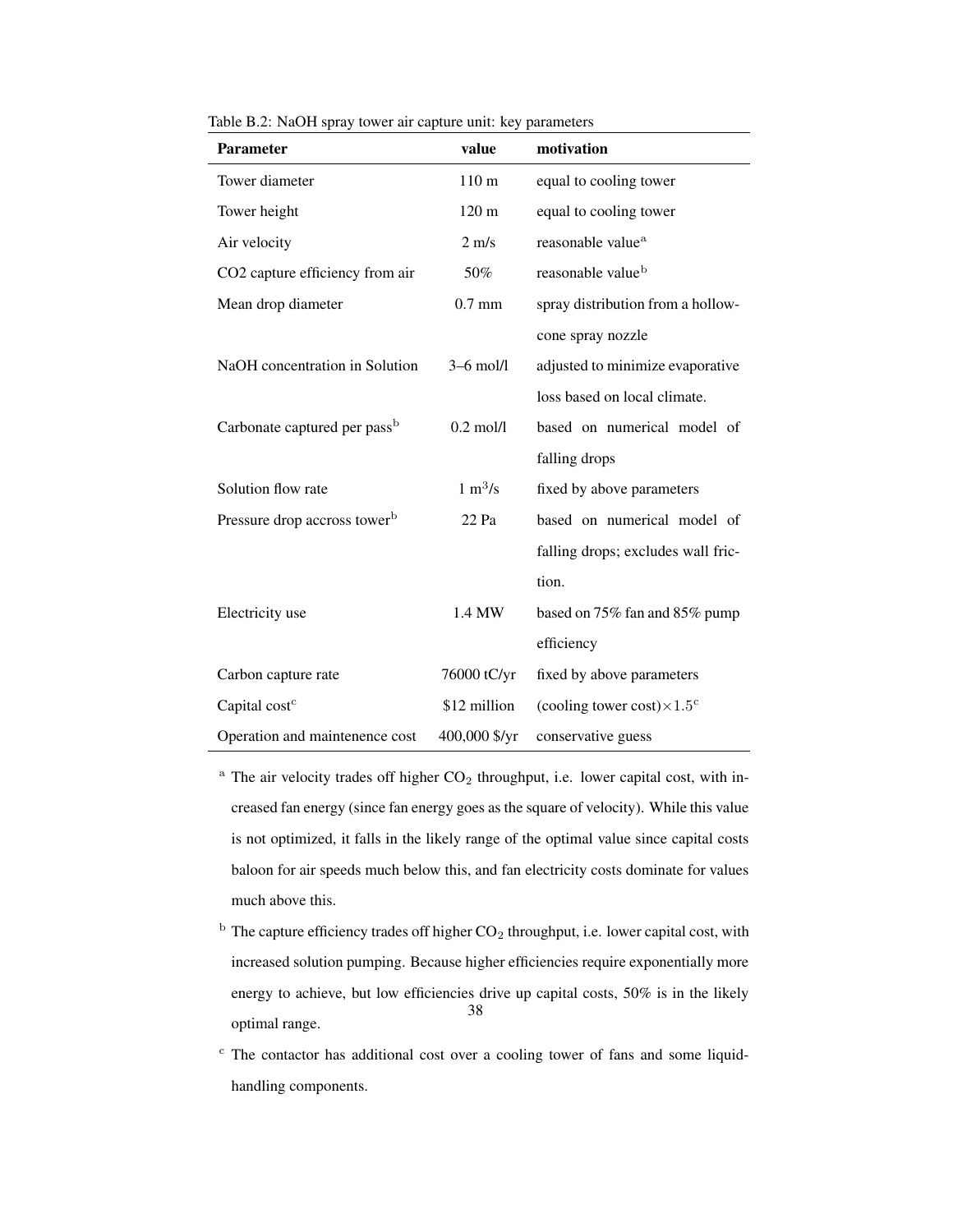Table B.2: NaOH spray tower air capture unit: key parameters

| **Parameter** | **value** | **motivation** |
|---|---|---|
| Tower diameter | 110 m | equal to cooling tower |
| Tower height | 120 m | equal to cooling tower |
| Air velocity | 2 m/s | reasonable value[a] |
| CO2 capture efficiency from air | 50% | reasonable value[b] |
| Mean drop diameter | 0.7 mm | spray distribution from a hollow-cone spray nozzle |
| NaOH concentration in Solution | 3–6 mol/l | adjusted to minimize evaporative loss based on local climate. |
| Carbonate captured per pass[b] | 0.2 mol/l | based on numerical model of falling drops |
| Solution flow rate | 1 $m^3$/s | fixed by above parameters |
| Pressure drop accross tower[b] | 22 Pa | based on numerical model of falling drops; excludes wall friction. |
| Electricity use | 1.4 MW | based on 75% fan and 85% pump efficiency |
| Carbon capture rate | 76000 tC/yr | fixed by above parameters |
| Capital cost[c] | $12 million | (cooling tower cost)$\times 1.5$[c] |
| Operation and maintenence cost | 400,000 $/yr | conservative guess |

[a] The air velocity trades off higher $CO_2$ throughput, i.e. lower capital cost, with increased fan energy (since fan energy goes as the square of velocity). While this value is not optimized, it falls in the likely range of the optimal value since capital costs baloon for air speeds much below this, and fan electricity costs dominate for values much above this.

[b] The capture efficiency trades off higher $CO_2$ throughput, i.e. lower capital cost, with increased solution pumping. Because higher efficiencies require exponentially more energy to achieve, but low efficiencies drive up capital costs, 50% is in the likely optimal range.

[c] The contactor has additional cost over a cooling tower of fans and some liquid-handling components.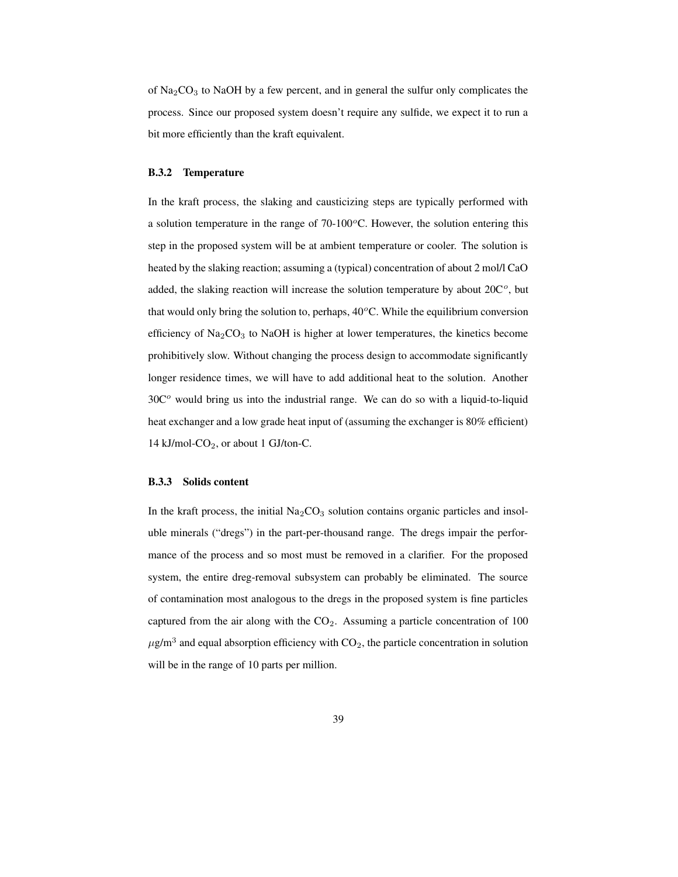of $Na_2CO_3$ to NaOH by a few percent, and in general the sulfur only complicates the process. Since our proposed system doesn't require any sulfide, we expect it to run a bit more efficiently than the kraft equivalent.

### B.3.2 Temperature

In the kraft process, the slaking and causticizing steps are typically performed with a solution temperature in the range of 70-100$^o$C. However, the solution entering this step in the proposed system will be at ambient temperature or cooler. The solution is heated by the slaking reaction; assuming a (typical) concentration of about 2 mol/l CaO added, the slaking reaction will increase the solution temperature by about 20C$^o$, but that would only bring the solution to, perhaps, 40$^o$C. While the equilibrium conversion efficiency of $Na_2CO_3$ to NaOH is higher at lower temperatures, the kinetics become prohibitively slow. Without changing the process design to accommodate significantly longer residence times, we will have to add additional heat to the solution. Another 30C$^o$ would bring us into the industrial range. We can do so with a liquid-to-liquid heat exchanger and a low grade heat input of (assuming the exchanger is 80% efficient) 14 kJ/mol-$CO_2$, or about 1 GJ/ton-C.

### B.3.3 Solids content

In the kraft process, the initial $Na_2CO_3$ solution contains organic particles and insoluble minerals ("dregs") in the part-per-thousand range. The dregs impair the performance of the process and so most must be removed in a clarifier. For the proposed system, the entire dreg-removal subsystem can probably be eliminated. The source of contamination most analogous to the dregs in the proposed system is fine particles captured from the air along with the $CO_2$. Assuming a particle concentration of 100 $\mu$g/m$^3$ and equal absorption efficiency with $CO_2$, the particle concentration in solution will be in the range of 10 parts per million.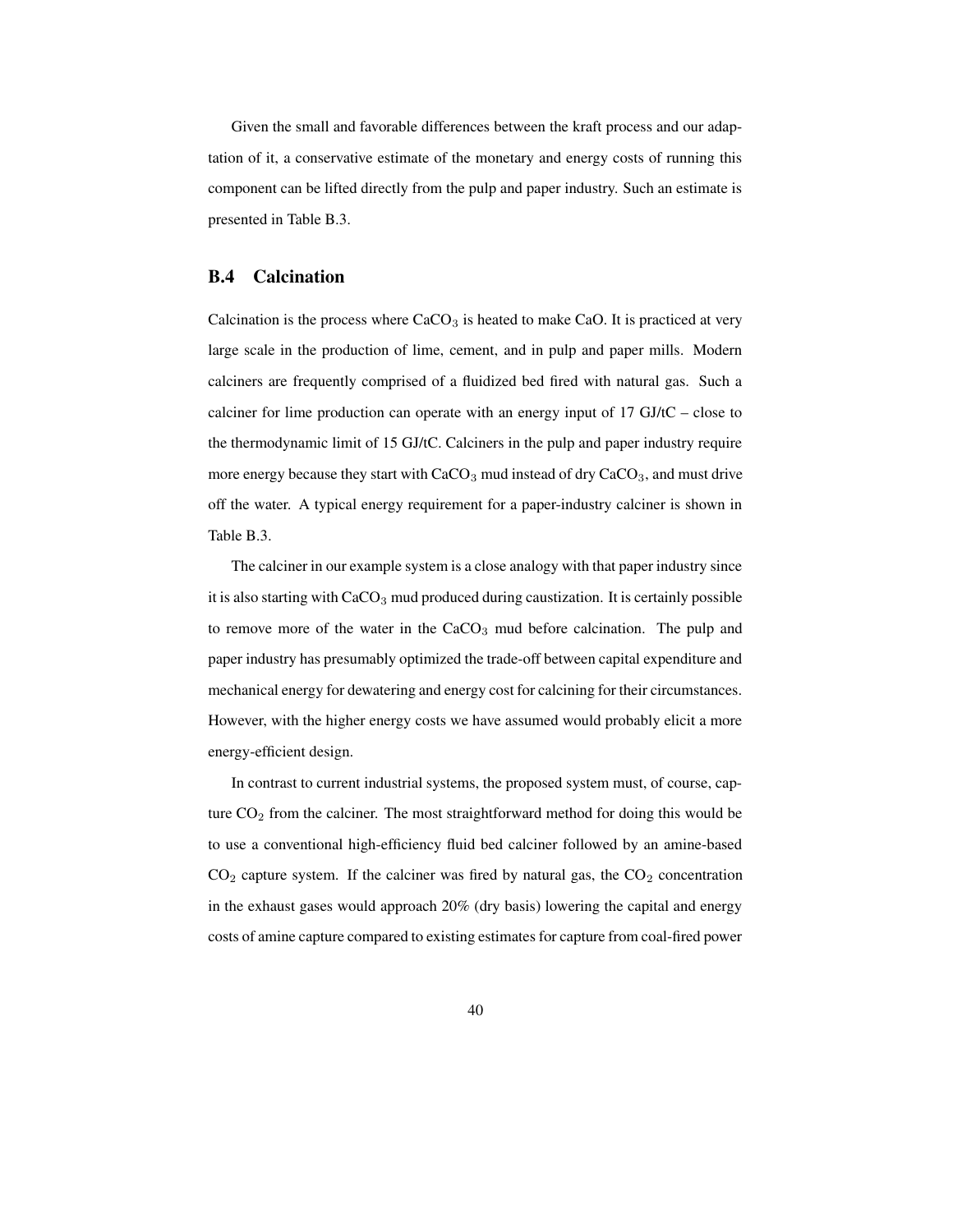Given the small and favorable differences between the kraft process and our adaptation of it, a conservative estimate of the monetary and energy costs of running this component can be lifted directly from the pulp and paper industry. Such an estimate is presented in Table B.3.

## B.4 Calcination

Calcination is the process where $CaCO_3$ is heated to make CaO. It is practiced at very large scale in the production of lime, cement, and in pulp and paper mills. Modern calciners are frequently comprised of a fluidized bed fired with natural gas. Such a calciner for lime production can operate with an energy input of 17 GJ/tC – close to the thermodynamic limit of 15 GJ/tC. Calciners in the pulp and paper industry require more energy because they start with $CaCO_3$ mud instead of dry $CaCO_3$, and must drive off the water. A typical energy requirement for a paper-industry calciner is shown in Table B.3.

The calciner in our example system is a close analogy with that paper industry since it is also starting with $CaCO_3$ mud produced during caustization. It is certainly possible to remove more of the water in the $CaCO_3$ mud before calcination. The pulp and paper industry has presumably optimized the trade-off between capital expenditure and mechanical energy for dewatering and energy cost for calcining for their circumstances. However, with the higher energy costs we have assumed would probably elicit a more energy-efficient design.

In contrast to current industrial systems, the proposed system must, of course, capture $CO_2$ from the calciner. The most straightforward method for doing this would be to use a conventional high-efficiency fluid bed calciner followed by an amine-based $CO_2$ capture system. If the calciner was fired by natural gas, the $CO_2$ concentration in the exhaust gases would approach 20% (dry basis) lowering the capital and energy costs of amine capture compared to existing estimates for capture from coal-fired power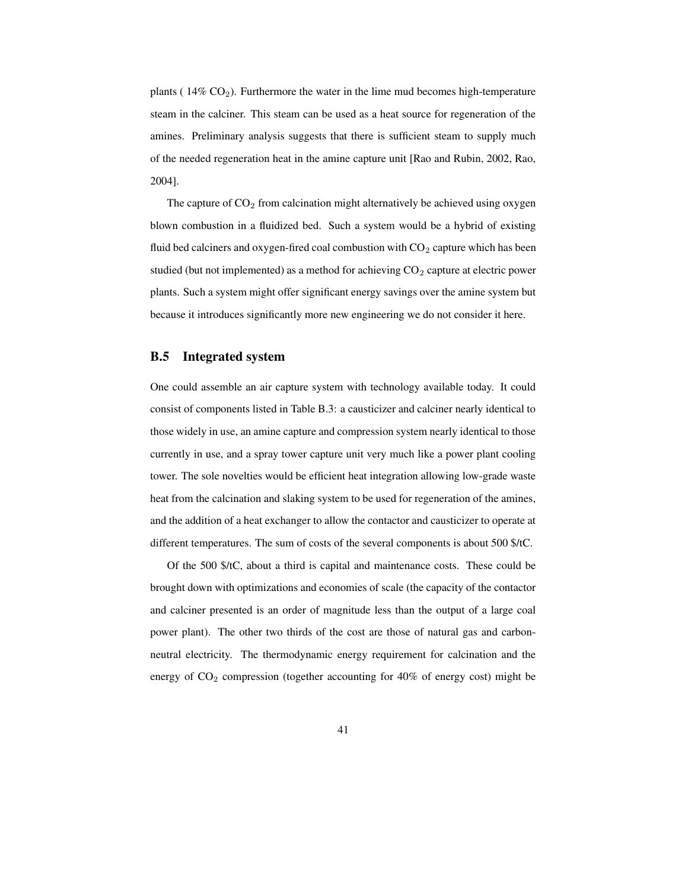plants ( 14% $CO_2$). Furthermore the water in the lime mud becomes high-temperature steam in the calciner. This steam can be used as a heat source for regeneration of the amines. Preliminary analysis suggests that there is sufficient steam to supply much of the needed regeneration heat in the amine capture unit [Rao and Rubin, 2002, Rao, 2004].

The capture of $CO_2$ from calcination might alternatively be achieved using oxygen blown combustion in a fluidized bed. Such a system would be a hybrid of existing fluid bed calciners and oxygen-fired coal combustion with $CO_2$ capture which has been studied (but not implemented) as a method for achieving $CO_2$ capture at electric power plants. Such a system might offer significant energy savings over the amine system but because it introduces significantly more new engineering we do not consider it here.

## B.5 Integrated system

One could assemble an air capture system with technology available today. It could consist of components listed in Table B.3: a causticizer and calciner nearly identical to those widely in use, an amine capture and compression system nearly identical to those currently in use, and a spray tower capture unit very much like a power plant cooling tower. The sole novelties would be efficient heat integration allowing low-grade waste heat from the calcination and slaking system to be used for regeneration of the amines, and the addition of a heat exchanger to allow the contactor and causticizer to operate at different temperatures. The sum of costs of the several components is about 500 $/tC.

Of the 500 $/tC, about a third is capital and maintenance costs. These could be brought down with optimizations and economies of scale (the capacity of the contactor and calciner presented is an order of magnitude less than the output of a large coal power plant). The other two thirds of the cost are those of natural gas and carbon-neutral electricity. The thermodynamic energy requirement for calcination and the energy of $CO_2$ compression (together accounting for 40% of energy cost) might be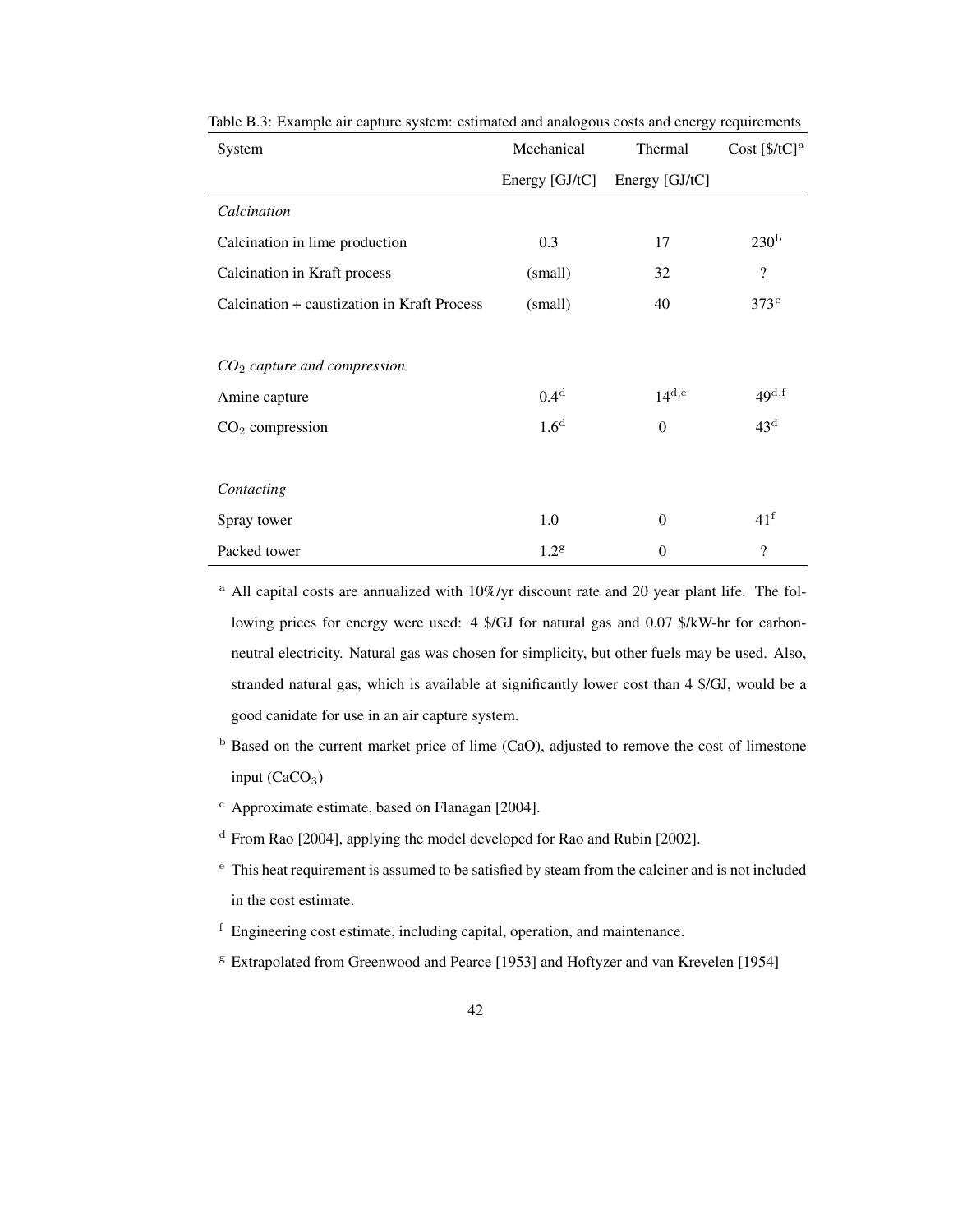Table B.3: Example air capture system: estimated and analogous costs and energy requirements

| System | Mechanical Energy [GJ/tC] | Thermal Energy [GJ/tC] | Cost [$/tC][a] |
|---|---|---|---|
| *Calcination* | | | |
| Calcination in lime production | 0.3 | 17 | 230[b] |
| Calcination in Kraft process | (small) | 32 | ? |
| Calcination + caustization in Kraft Process | (small) | 40 | 373[c] |
| *$CO_2$ capture and compression* | | | |
| Amine capture | 0.4[d] | 14[d,e] | 49[d,f] |
| $CO_2$ compression | 1.6[d] | 0 | 43[d] |
| *Contacting* | | | |
| Spray tower | 1.0 | 0 | 41[f] |
| Packed tower | 1.2[g] | 0 | ? |

[a] All capital costs are annualized with 10%/yr discount rate and 20 year plant life. The following prices for energy were used: 4 $/GJ for natural gas and 0.07 $/kW-hr for carbon-neutral electricity. Natural gas was chosen for simplicity, but other fuels may be used. Also, stranded natural gas, which is available at significantly lower cost than 4 $/GJ, would be a good canidate for use in an air capture system.

[b] Based on the current market price of lime (CaO), adjusted to remove the cost of limestone input ($CaCO_3$)

[c] Approximate estimate, based on Flanagan [2004].

[d] From Rao [2004], applying the model developed for Rao and Rubin [2002].

[e] This heat requirement is assumed to be satisfied by steam from the calciner and is not included in the cost estimate.

[f] Engineering cost estimate, including capital, operation, and maintenance.

[g] Extrapolated from Greenwood and Pearce [1953] and Hoftyzer and van Krevelen [1954]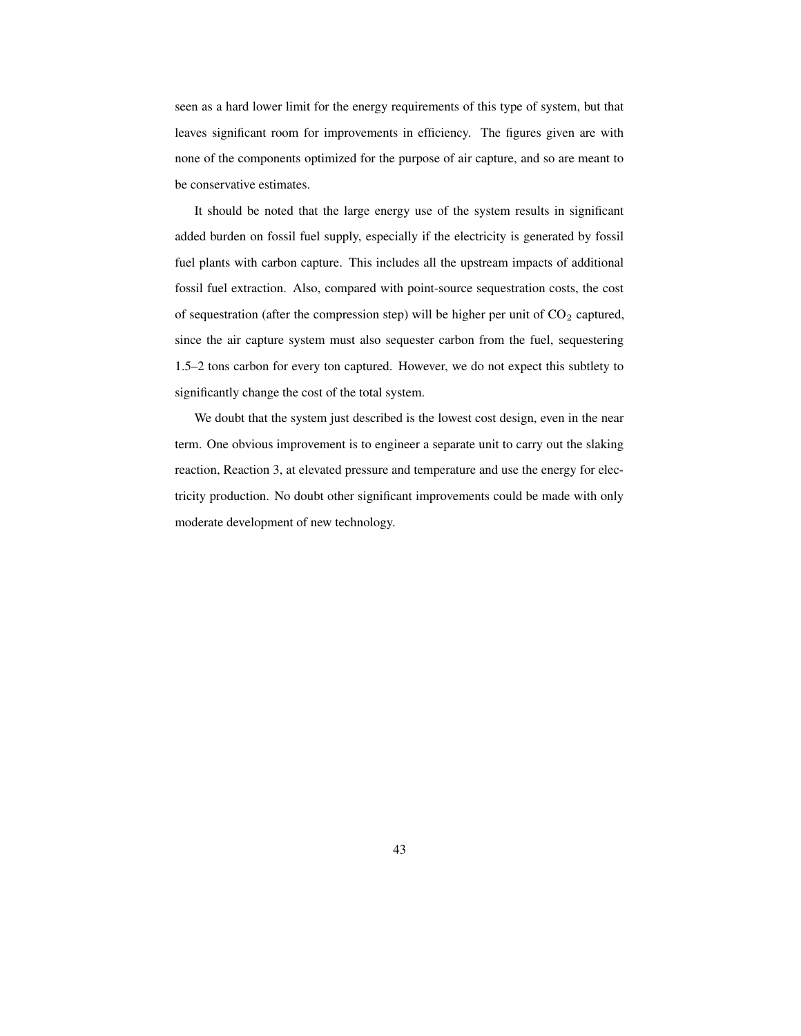seen as a hard lower limit for the energy requirements of this type of system, but that leaves significant room for improvements in efficiency. The figures given are with none of the components optimized for the purpose of air capture, and so are meant to be conservative estimates.

It should be noted that the large energy use of the system results in significant added burden on fossil fuel supply, especially if the electricity is generated by fossil fuel plants with carbon capture. This includes all the upstream impacts of additional fossil fuel extraction. Also, compared with point-source sequestration costs, the cost of sequestration (after the compression step) will be higher per unit of $CO_2$ captured, since the air capture system must also sequester carbon from the fuel, sequestering 1.5–2 tons carbon for every ton captured. However, we do not expect this subtlety to significantly change the cost of the total system.

We doubt that the system just described is the lowest cost design, even in the near term. One obvious improvement is to engineer a separate unit to carry out the slaking reaction, Reaction 3, at elevated pressure and temperature and use the energy for electricity production. No doubt other significant improvements could be made with only moderate development of new technology.